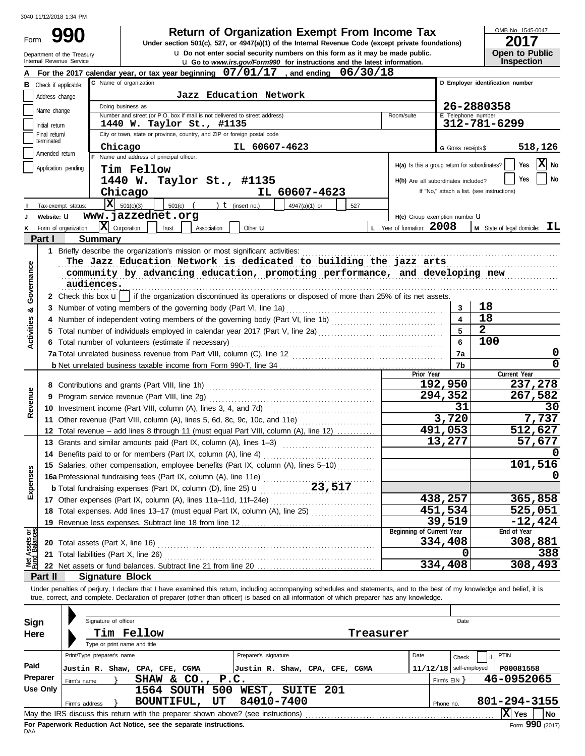3040 11/12/2018 1:34 PM

Form **990**

# Return of Organization Exempt From Income Tax

Under section 501(c), 527, or 4947(a)(1) of the Internal Revenue Code (except private foundations)

u Do not enter social security numbers on this form as it may be made public.

u Go to *www.irs.gov/Form990* for instructions and the latest information.

Department of the Treasury
Internal Revenue Service

OMB No. 1545-0047

**2017**

**Open to Public Inspection**

**A** For the 2017 calendar year, or tax year beginning **07/01/17**, and ending **06/30/18**

| | |
|---|---|
| **B** Check if applicable: Address change; Name change; Initial return; Final return/terminated; Amended return; Application pending | |
| **C** Name of organization | **Jazz Education Network** |
| Doing business as | |
| Number and street (or P.O. box if mail is not delivered to street address) | **1440 W. Taylor St., #1135** |
| Room/suite | |
| City or town, state or province, country, and ZIP or foreign postal code | **Chicago IL 60607-4623** |
| **D** Employer identification number | **26-2880358** |
| **E** Telephone number | **312-781-6299** |
| **G** Gross receipts $ | **518,126** |
| **F** Name and address of principal officer: | **Tim Fellow, 1440 W. Taylor St., #1135, Chicago IL 60607-4623** |
| **H(a)** Is this a group return for subordinates? | Yes ☐ No ☒ |
| **H(b)** Are all subordinates included? | Yes ☐ No ☐ |
| | If "No," attach a list. (see instructions) |
| **I** Tax-exempt status: | ☒ 501(c)(3) ☐ 501(c) ( ) t (insert no.) ☐ 4947(a)(1) or ☐ 527 |
| **J** Website: u | **www.jazzednet.org** |
| **H(c)** Group exemption number u | |
| **K** Form of organization: | ☒ Corporation ☐ Trust ☐ Association ☐ Other u |
| **L** Year of formation: | **2008** |
| **M** State of legal domicile: | **IL** |

## Part I Summary

**Activities & Governance**

1 Briefly describe the organization's mission or most significant activities:
**The Jazz Education Network is dedicated to building the jazz arts community by advancing education, promoting performance, and developing new audiences.**

2 Check this box u ☐ if the organization discontinued its operations or disposed of more than 25% of its net assets.

| | | | |
|---|---|---|---|
| 3 | Number of voting members of the governing body (Part VI, line 1a) | 3 | 18 |
| 4 | Number of independent voting members of the governing body (Part VI, line 1b) | 4 | 18 |
| 5 | Total number of individuals employed in calendar year 2017 (Part V, line 2a) | 5 | 2 |
| 6 | Total number of volunteers (estimate if necessary) | 6 | 100 |
| 7a | Total unrelated business revenue from Part VIII, column (C), line 12 | 7a | 0 |
| b | Net unrelated business taxable income from Form 990-T, line 34 | 7b | 0 |

| | | | Prior Year | Current Year |
|---|---|---|---|---|
| **Revenue** | 8 | Contributions and grants (Part VIII, line 1h) | 192,950 | 237,278 |
| | 9 | Program service revenue (Part VIII, line 2g) | 294,352 | 267,582 |
| | 10 | Investment income (Part VIII, column (A), lines 3, 4, and 7d) | 31 | 30 |
| | 11 | Other revenue (Part VIII, column (A), lines 5, 6d, 8c, 9c, 10c, and 11e) | 3,720 | 7,737 |
| | 12 | Total revenue – add lines 8 through 11 (must equal Part VIII, column (A), line 12) | 491,053 | 512,627 |
| **Expenses** | 13 | Grants and similar amounts paid (Part IX, column (A), lines 1–3) | 13,277 | 57,677 |
| | 14 | Benefits paid to or for members (Part IX, column (A), line 4) | | 0 |
| | 15 | Salaries, other compensation, employee benefits (Part IX, column (A), lines 5–10) | | 101,516 |
| | 16a | Professional fundraising fees (Part IX, column (A), line 11e) | | 0 |
| | b | Total fundraising expenses (Part IX, column (D), line 25) u 23,517 | | |
| | 17 | Other expenses (Part IX, column (A), lines 11a–11d, 11f–24e) | 438,257 | 365,858 |
| | 18 | Total expenses. Add lines 13–17 (must equal Part IX, column (A), line 25) | 451,534 | 525,051 |
| | 19 | Revenue less expenses. Subtract line 18 from line 12 | 39,519 | -12,424 |
| | | | **Beginning of Current Year** | **End of Year** |
| **Net Assets or Fund Balances** | 20 | Total assets (Part X, line 16) | 334,408 | 308,881 |
| | 21 | Total liabilities (Part X, line 26) | 0 | 388 |
| | 22 | Net assets or fund balances. Subtract line 21 from line 20 | 334,408 | 308,493 |

## Part II Signature Block

Under penalties of perjury, I declare that I have examined this return, including accompanying schedules and statements, and to the best of my knowledge and belief, it is true, correct, and complete. Declaration of preparer (other than officer) is based on all information of which preparer has any knowledge.

**Sign Here**

Signature of officer | Date

**Tim Fellow Treasurer**

Type or print name and title

| | | | | | |
|---|---|---|---|---|---|
| **Paid Preparer Use Only** | Print/Type preparer's name | Preparer's signature | Date | Check ☐ if self-employed | PTIN |
| | Justin R. Shaw, CPA, CFE, CGMA | Justin R. Shaw, CPA, CFE, CGMA | 11/12/18 | | P00081558 |
| | Firm's name } SHAW & CO., P.C. | | | Firm's EIN } | 46-0952065 |
| | Firm's address } 1564 SOUTH 500 WEST, SUITE 201, BOUNTIFUL, UT 84010-7400 | | | Phone no. | 801-294-3155 |

May the IRS discuss this return with the preparer shown above? (see instructions) ☒ Yes ☐ No

**For Paperwork Reduction Act Notice, see the separate instructions.**

DAA

Form **990** (2017)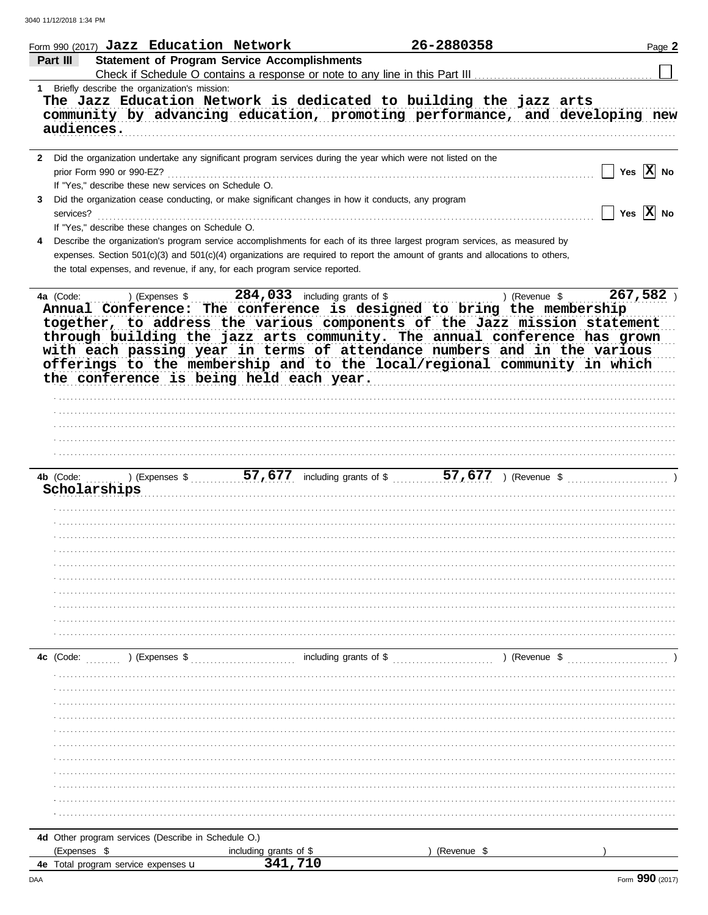Form 990 (2017) **Jazz Education Network** **26-2880358** Page **2**

## Part III — Statement of Program Service Accomplishments

Check if Schedule O contains a response or note to any line in this Part III ☐

**1** Briefly describe the organization's mission:

The Jazz Education Network is dedicated to building the jazz arts community by advancing education, promoting performance, and developing new audiences.

**2** Did the organization undertake any significant program services during the year which were not listed on the prior Form 990 or 990-EZ? ☐ Yes ☒ No

If "Yes," describe these new services on Schedule O.

**3** Did the organization cease conducting, or make significant changes in how it conducts, any program services? ☐ Yes ☒ No

If "Yes," describe these changes on Schedule O.

**4** Describe the organization's program service accomplishments for each of its three largest program services, as measured by expenses. Section 501(c)(3) and 501(c)(4) organizations are required to report the amount of grants and allocations to others, the total expenses, and revenue, if any, for each program service reported.

**4a** (Code: ) (Expenses $ 284,033 including grants of $ ) (Revenue $ 267,582 )

Annual Conference: The conference is designed to bring the membership together, to address the various components of the Jazz mission statement through building the jazz arts community. The annual conference has grown with each passing year in terms of attendance numbers and in the various offerings to the membership and to the local/regional community in which the conference is being held each year.

**4b** (Code: ) (Expenses $ 57,677 including grants of $ 57,677 ) (Revenue $ )

Scholarships

**4c** (Code: ) (Expenses $ including grants of $ ) (Revenue $ )

**4d** Other program services (Describe in Schedule O.)

(Expenses $ including grants of $ ) (Revenue $ )

**4e** Total program service expenses ▸ 341,710

Form **990** (2017)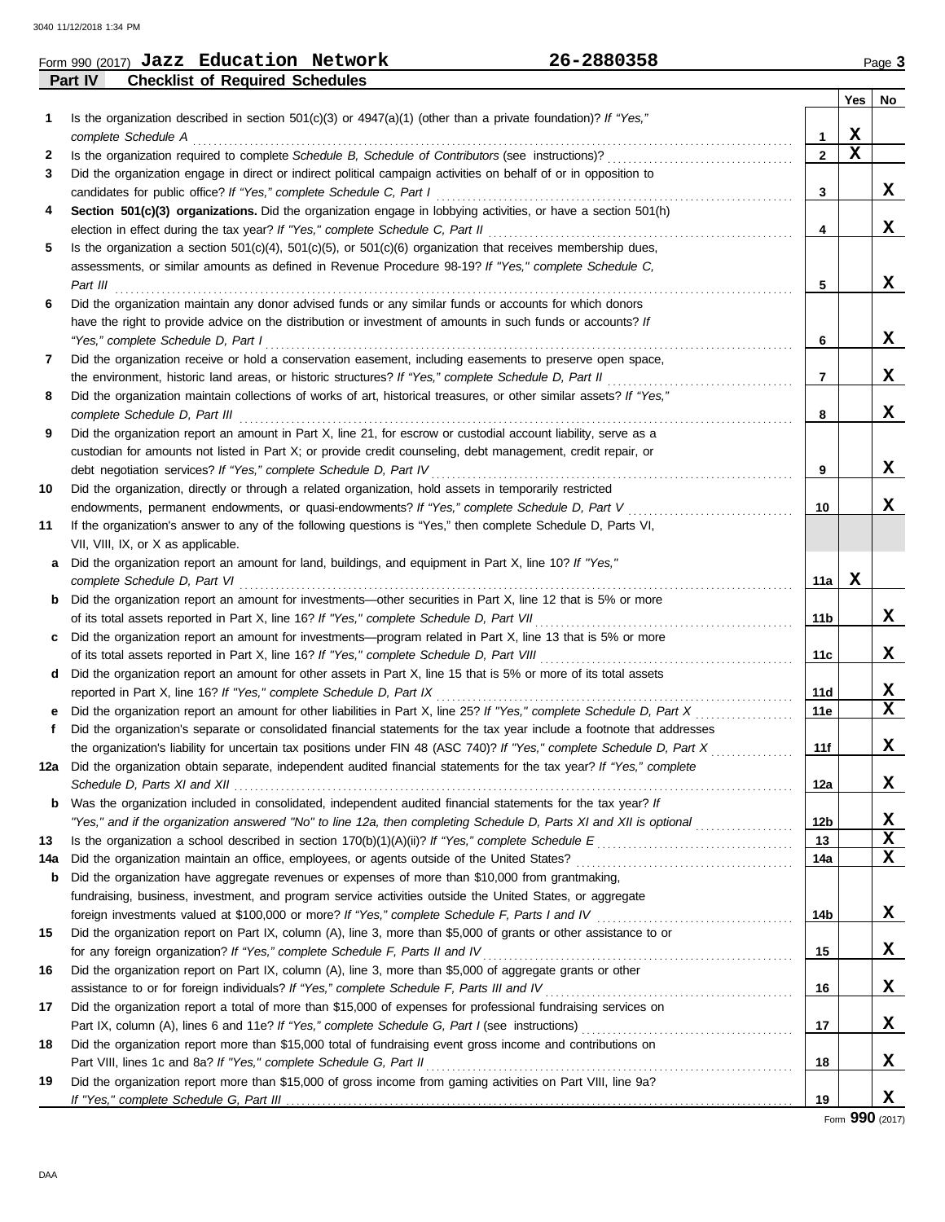Form 990 (2017) **Jazz Education Network** **26-2880358** Page **3**

**Part IV Checklist of Required Schedules**

| | | | Yes | No |
|---|---|---|---|---|
| **1** | Is the organization described in section 501(c)(3) or 4947(a)(1) (other than a private foundation)? *If "Yes," complete Schedule A* | 1 | X | |
| **2** | Is the organization required to complete *Schedule B, Schedule of Contributors* (see instructions)? | 2 | X | |
| **3** | Did the organization engage in direct or indirect political campaign activities on behalf of or in opposition to candidates for public office? *If "Yes," complete Schedule C, Part I* | 3 | | X |
| **4** | **Section 501(c)(3) organizations.** Did the organization engage in lobbying activities, or have a section 501(h) election in effect during the tax year? *If "Yes," complete Schedule C, Part II* | 4 | | X |
| **5** | Is the organization a section 501(c)(4), 501(c)(5), or 501(c)(6) organization that receives membership dues, assessments, or similar amounts as defined in Revenue Procedure 98-19? *If "Yes," complete Schedule C, Part III* | 5 | | X |
| **6** | Did the organization maintain any donor advised funds or any similar funds or accounts for which donors have the right to provide advice on the distribution or investment of amounts in such funds or accounts? *If "Yes," complete Schedule D, Part I* | 6 | | X |
| **7** | Did the organization receive or hold a conservation easement, including easements to preserve open space, the environment, historic land areas, or historic structures? *If "Yes," complete Schedule D, Part II* | 7 | | X |
| **8** | Did the organization maintain collections of works of art, historical treasures, or other similar assets? *If "Yes," complete Schedule D, Part III* | 8 | | X |
| **9** | Did the organization report an amount in Part X, line 21, for escrow or custodial account liability, serve as a custodian for amounts not listed in Part X; or provide credit counseling, debt management, credit repair, or debt negotiation services? *If "Yes," complete Schedule D, Part IV* | 9 | | X |
| **10** | Did the organization, directly or through a related organization, hold assets in temporarily restricted endowments, permanent endowments, or quasi-endowments? *If "Yes," complete Schedule D, Part V* | 10 | | X |
| **11** | If the organization's answer to any of the following questions is "Yes," then complete Schedule D, Parts VI, VII, VIII, IX, or X as applicable. | | | |
| **a** | Did the organization report an amount for land, buildings, and equipment in Part X, line 10? *If "Yes," complete Schedule D, Part VI* | 11a | X | |
| **b** | Did the organization report an amount for investments—other securities in Part X, line 12 that is 5% or more of its total assets reported in Part X, line 16? *If "Yes," complete Schedule D, Part VII* | 11b | | X |
| **c** | Did the organization report an amount for investments—program related in Part X, line 13 that is 5% or more of its total assets reported in Part X, line 16? *If "Yes," complete Schedule D, Part VIII* | 11c | | X |
| **d** | Did the organization report an amount for other assets in Part X, line 15 that is 5% or more of its total assets reported in Part X, line 16? *If "Yes," complete Schedule D, Part IX* | 11d | | X |
| **e** | Did the organization report an amount for other liabilities in Part X, line 25? *If "Yes," complete Schedule D, Part X* | 11e | | X |
| **f** | Did the organization's separate or consolidated financial statements for the tax year include a footnote that addresses the organization's liability for uncertain tax positions under FIN 48 (ASC 740)? *If "Yes," complete Schedule D, Part X* | 11f | | X |
| **12a** | Did the organization obtain separate, independent audited financial statements for the tax year? *If "Yes," complete Schedule D, Parts XI and XII* | 12a | | X |
| **b** | Was the organization included in consolidated, independent audited financial statements for the tax year? *If "Yes," and if the organization answered "No" to line 12a, then completing Schedule D, Parts XI and XII is optional* | 12b | | X |
| **13** | Is the organization a school described in section 170(b)(1)(A)(ii)? *If "Yes," complete Schedule E* | 13 | | X |
| **14a** | Did the organization maintain an office, employees, or agents outside of the United States? | 14a | | X |
| **b** | Did the organization have aggregate revenues or expenses of more than $10,000 from grantmaking, fundraising, business, investment, and program service activities outside the United States, or aggregate foreign investments valued at $100,000 or more? *If "Yes," complete Schedule F, Parts I and IV* | 14b | | X |
| **15** | Did the organization report on Part IX, column (A), line 3, more than $5,000 of grants or other assistance to or for any foreign organization? *If "Yes," complete Schedule F, Parts II and IV* | 15 | | X |
| **16** | Did the organization report on Part IX, column (A), line 3, more than $5,000 of aggregate grants or other assistance to or for foreign individuals? *If "Yes," complete Schedule F, Parts III and IV* | 16 | | X |
| **17** | Did the organization report a total of more than $15,000 of expenses for professional fundraising services on Part IX, column (A), lines 6 and 11e? *If "Yes," complete Schedule G, Part I* (see instructions) | 17 | | X |
| **18** | Did the organization report more than $15,000 total of fundraising event gross income and contributions on Part VIII, lines 1c and 8a? *If "Yes," complete Schedule G, Part II* | 18 | | X |
| **19** | Did the organization report more than $15,000 of gross income from gaming activities on Part VIII, line 9a? *If "Yes," complete Schedule G, Part III* | 19 | | X |

Form **990** (2017)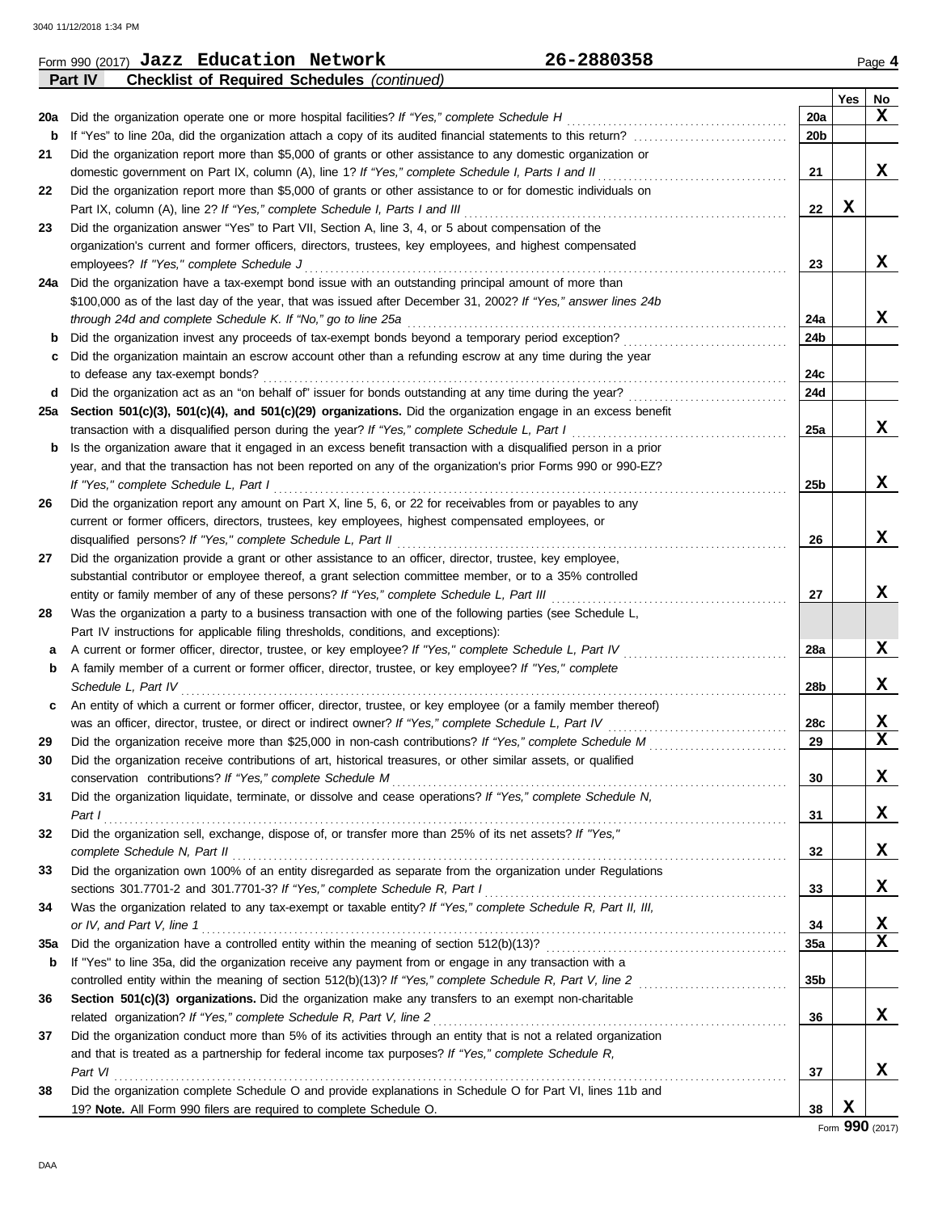Form 990 (2017) **Jazz Education Network** **26-2880358** Page **4**

**Part IV** **Checklist of Required Schedules** *(continued)*

| | | | Yes | No |
|---|---|---|---|---|
| **20a** | Did the organization operate one or more hospital facilities? *If "Yes," complete Schedule H* | **20a** | | **X** |
| **b** | If "Yes" to line 20a, did the organization attach a copy of its audited financial statements to this return? | **20b** | | |
| **21** | Did the organization report more than $5,000 of grants or other assistance to any domestic organization or domestic government on Part IX, column (A), line 1? *If "Yes," complete Schedule I, Parts I and II* | **21** | | **X** |
| **22** | Did the organization report more than $5,000 of grants or other assistance to or for domestic individuals on Part IX, column (A), line 2? *If "Yes," complete Schedule I, Parts I and III* | **22** | **X** | |
| **23** | Did the organization answer "Yes" to Part VII, Section A, line 3, 4, or 5 about compensation of the organization's current and former officers, directors, trustees, key employees, and highest compensated employees? *If "Yes," complete Schedule J* | **23** | | **X** |
| **24a** | Did the organization have a tax-exempt bond issue with an outstanding principal amount of more than $100,000 as of the last day of the year, that was issued after December 31, 2002? *If "Yes," answer lines 24b through 24d and complete Schedule K. If "No," go to line 25a* | **24a** | | **X** |
| **b** | Did the organization invest any proceeds of tax-exempt bonds beyond a temporary period exception? | **24b** | | |
| **c** | Did the organization maintain an escrow account other than a refunding escrow at any time during the year to defease any tax-exempt bonds? | **24c** | | |
| **d** | Did the organization act as an "on behalf of" issuer for bonds outstanding at any time during the year? | **24d** | | |
| **25a** | **Section 501(c)(3), 501(c)(4), and 501(c)(29) organizations.** Did the organization engage in an excess benefit transaction with a disqualified person during the year? *If "Yes," complete Schedule L, Part I* | **25a** | | **X** |
| **b** | Is the organization aware that it engaged in an excess benefit transaction with a disqualified person in a prior year, and that the transaction has not been reported on any of the organization's prior Forms 990 or 990-EZ? *If "Yes," complete Schedule L, Part I* | **25b** | | **X** |
| **26** | Did the organization report any amount on Part X, line 5, 6, or 22 for receivables from or payables to any current or former officers, directors, trustees, key employees, highest compensated employees, or disqualified persons? *If "Yes," complete Schedule L, Part II* | **26** | | **X** |
| **27** | Did the organization provide a grant or other assistance to an officer, director, trustee, key employee, substantial contributor or employee thereof, a grant selection committee member, or to a 35% controlled entity or family member of any of these persons? *If "Yes," complete Schedule L, Part III* | **27** | | **X** |
| **28** | Was the organization a party to a business transaction with one of the following parties (see Schedule L, Part IV instructions for applicable filing thresholds, conditions, and exceptions): | | | |
| **a** | A current or former officer, director, trustee, or key employee? *If "Yes," complete Schedule L, Part IV* | **28a** | | **X** |
| **b** | A family member of a current or former officer, director, trustee, or key employee? *If "Yes," complete Schedule L, Part IV* | **28b** | | **X** |
| **c** | An entity of which a current or former officer, director, trustee, or key employee (or a family member thereof) was an officer, director, trustee, or direct or indirect owner? *If "Yes," complete Schedule L, Part IV* | **28c** | | **X** |
| **29** | Did the organization receive more than $25,000 in non-cash contributions? *If "Yes," complete Schedule M* | **29** | | **X** |
| **30** | Did the organization receive contributions of art, historical treasures, or other similar assets, or qualified conservation contributions? *If "Yes," complete Schedule M* | **30** | | **X** |
| **31** | Did the organization liquidate, terminate, or dissolve and cease operations? *If "Yes," complete Schedule N, Part I* | **31** | | **X** |
| **32** | Did the organization sell, exchange, dispose of, or transfer more than 25% of its net assets? *If "Yes," complete Schedule N, Part II* | **32** | | **X** |
| **33** | Did the organization own 100% of an entity disregarded as separate from the organization under Regulations sections 301.7701-2 and 301.7701-3? *If "Yes," complete Schedule R, Part I* | **33** | | **X** |
| **34** | Was the organization related to any tax-exempt or taxable entity? *If "Yes," complete Schedule R, Part II, III, or IV, and Part V, line 1* | **34** | | **X** |
| **35a** | Did the organization have a controlled entity within the meaning of section 512(b)(13)? | **35a** | | **X** |
| **b** | If "Yes" to line 35a, did the organization receive any payment from or engage in any transaction with a controlled entity within the meaning of section 512(b)(13)? *If "Yes," complete Schedule R, Part V, line 2* | **35b** | | |
| **36** | **Section 501(c)(3) organizations.** Did the organization make any transfers to an exempt non-charitable related organization? *If "Yes," complete Schedule R, Part V, line 2* | **36** | | **X** |
| **37** | Did the organization conduct more than 5% of its activities through an entity that is not a related organization and that is treated as a partnership for federal income tax purposes? *If "Yes," complete Schedule R, Part VI* | **37** | | **X** |
| **38** | Did the organization complete Schedule O and provide explanations in Schedule O for Part VI, lines 11b and 19? **Note.** All Form 990 filers are required to complete Schedule O. | **38** | **X** | |

Form **990** (2017)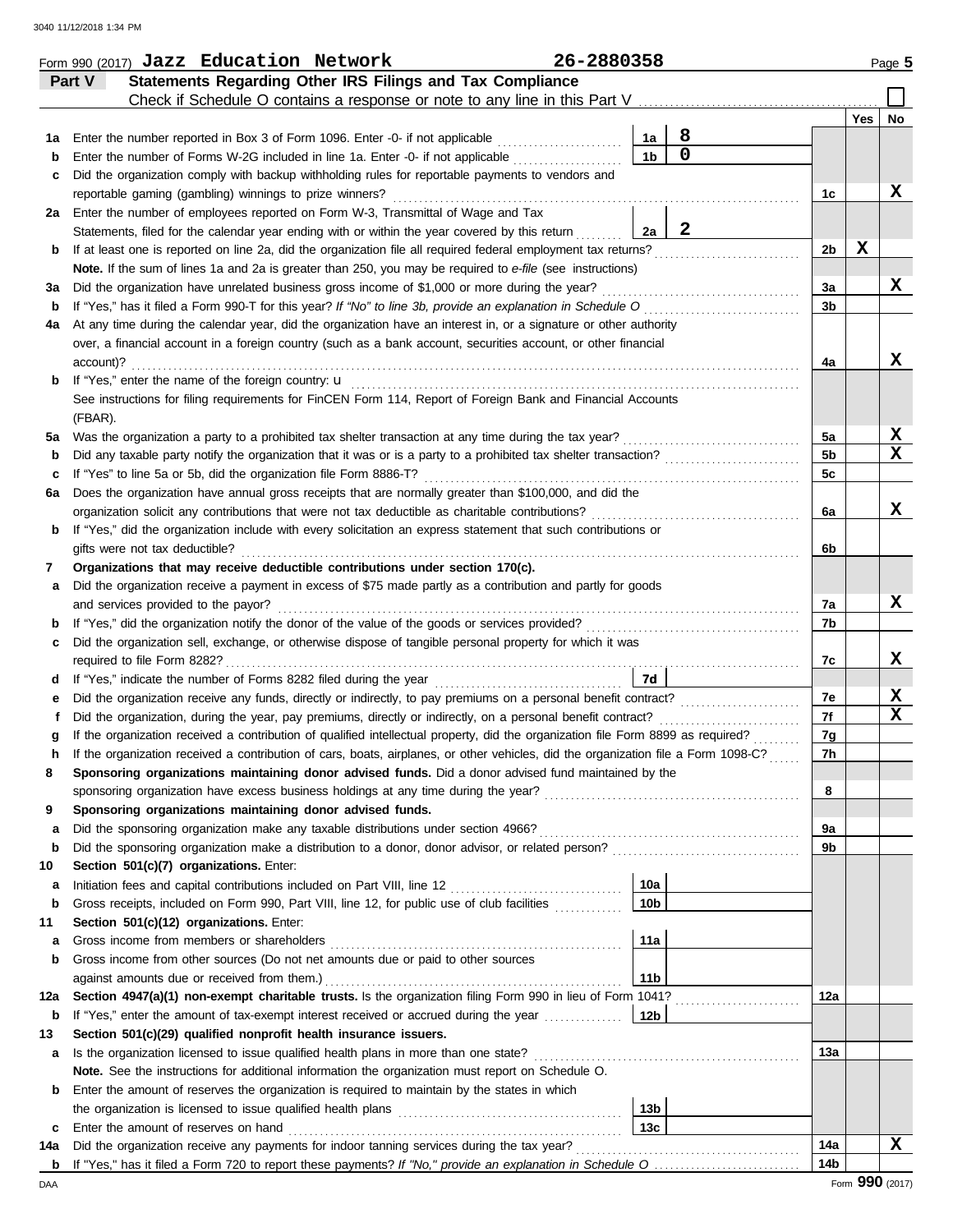Form 990 (2017) **Jazz Education Network** **26-2880358** Page **5**

## Part V Statements Regarding Other IRS Filings and Tax Compliance

Check if Schedule O contains a response or note to any line in this Part V ☐

| | | | | | Yes | No |
|---|---|---|---|---|---|---|
| **1a** | Enter the number reported in Box 3 of Form 1096. Enter -0- if not applicable | 1a | 8 | | | |
| **b** | Enter the number of Forms W-2G included in line 1a. Enter -0- if not applicable | 1b | 0 | | | |
| **c** | Did the organization comply with backup withholding rules for reportable payments to vendors and reportable gaming (gambling) winnings to prize winners? | | | 1c | | X |
| **2a** | Enter the number of employees reported on Form W-3, Transmittal of Wage and Tax Statements, filed for the calendar year ending with or within the year covered by this return | 2a | 2 | | | |
| **b** | If at least one is reported on line 2a, did the organization file all required federal employment tax returns? | | | 2b | X | |
| | **Note.** If the sum of lines 1a and 2a is greater than 250, you may be required to *e-file* (see instructions) | | | | | |
| **3a** | Did the organization have unrelated business gross income of $1,000 or more during the year? | | | 3a | | X |
| **b** | If "Yes," has it filed a Form 990-T for this year? *If "No" to line 3b, provide an explanation in Schedule O* | | | 3b | | |
| **4a** | At any time during the calendar year, did the organization have an interest in, or a signature or other authority over, a financial account in a foreign country (such as a bank account, securities account, or other financial account)? | | | 4a | | X |
| **b** | If "Yes," enter the name of the foreign country: u | | | | | |
| | See instructions for filing requirements for FinCEN Form 114, Report of Foreign Bank and Financial Accounts (FBAR). | | | | | |
| **5a** | Was the organization a party to a prohibited tax shelter transaction at any time during the tax year? | | | 5a | | X |
| **b** | Did any taxable party notify the organization that it was or is a party to a prohibited tax shelter transaction? | | | 5b | | X |
| **c** | If "Yes" to line 5a or 5b, did the organization file Form 8886-T? | | | 5c | | |
| **6a** | Does the organization have annual gross receipts that are normally greater than $100,000, and did the organization solicit any contributions that were not tax deductible as charitable contributions? | | | 6a | | X |
| **b** | If "Yes," did the organization include with every solicitation an express statement that such contributions or gifts were not tax deductible? | | | 6b | | |
| **7** | **Organizations that may receive deductible contributions under section 170(c).** | | | | | |
| **a** | Did the organization receive a payment in excess of $75 made partly as a contribution and partly for goods and services provided to the payor? | | | 7a | | X |
| **b** | If "Yes," did the organization notify the donor of the value of the goods or services provided? | | | 7b | | |
| **c** | Did the organization sell, exchange, or otherwise dispose of tangible personal property for which it was required to file Form 8282? | | | 7c | | X |
| **d** | If "Yes," indicate the number of Forms 8282 filed during the year | 7d | | | | |
| **e** | Did the organization receive any funds, directly or indirectly, to pay premiums on a personal benefit contract? | | | 7e | | X |
| **f** | Did the organization, during the year, pay premiums, directly or indirectly, on a personal benefit contract? | | | 7f | | X |
| **g** | If the organization received a contribution of qualified intellectual property, did the organization file Form 8899 as required? | | | 7g | | |
| **h** | If the organization received a contribution of cars, boats, airplanes, or other vehicles, did the organization file a Form 1098-C? | | | 7h | | |
| **8** | **Sponsoring organizations maintaining donor advised funds.** Did a donor advised fund maintained by the sponsoring organization have excess business holdings at any time during the year? | | | 8 | | |
| **9** | **Sponsoring organizations maintaining donor advised funds.** | | | | | |
| **a** | Did the sponsoring organization make any taxable distributions under section 4966? | | | 9a | | |
| **b** | Did the sponsoring organization make a distribution to a donor, donor advisor, or related person? | | | 9b | | |
| **10** | **Section 501(c)(7) organizations.** Enter: | | | | | |
| **a** | Initiation fees and capital contributions included on Part VIII, line 12 | 10a | | | | |
| **b** | Gross receipts, included on Form 990, Part VIII, line 12, for public use of club facilities | 10b | | | | |
| **11** | **Section 501(c)(12) organizations.** Enter: | | | | | |
| **a** | Gross income from members or shareholders | 11a | | | | |
| **b** | Gross income from other sources (Do not net amounts due or paid to other sources against amounts due or received from them.) | 11b | | | | |
| **12a** | **Section 4947(a)(1) non-exempt charitable trusts.** Is the organization filing Form 990 in lieu of Form 1041? | | | 12a | | |
| **b** | If "Yes," enter the amount of tax-exempt interest received or accrued during the year | 12b | | | | |
| **13** | **Section 501(c)(29) qualified nonprofit health insurance issuers.** | | | | | |
| **a** | Is the organization licensed to issue qualified health plans in more than one state? | | | 13a | | |
| | **Note.** See the instructions for additional information the organization must report on Schedule O. | | | | | |
| **b** | Enter the amount of reserves the organization is required to maintain by the states in which the organization is licensed to issue qualified health plans | 13b | | | | |
| **c** | Enter the amount of reserves on hand | 13c | | | | |
| **14a** | Did the organization receive any payments for indoor tanning services during the tax year? | | | 14a | | X |
| **b** | If "Yes," has it filed a Form 720 to report these payments? *If "No," provide an explanation in Schedule O* | | | 14b | | |

Form **990** (2017)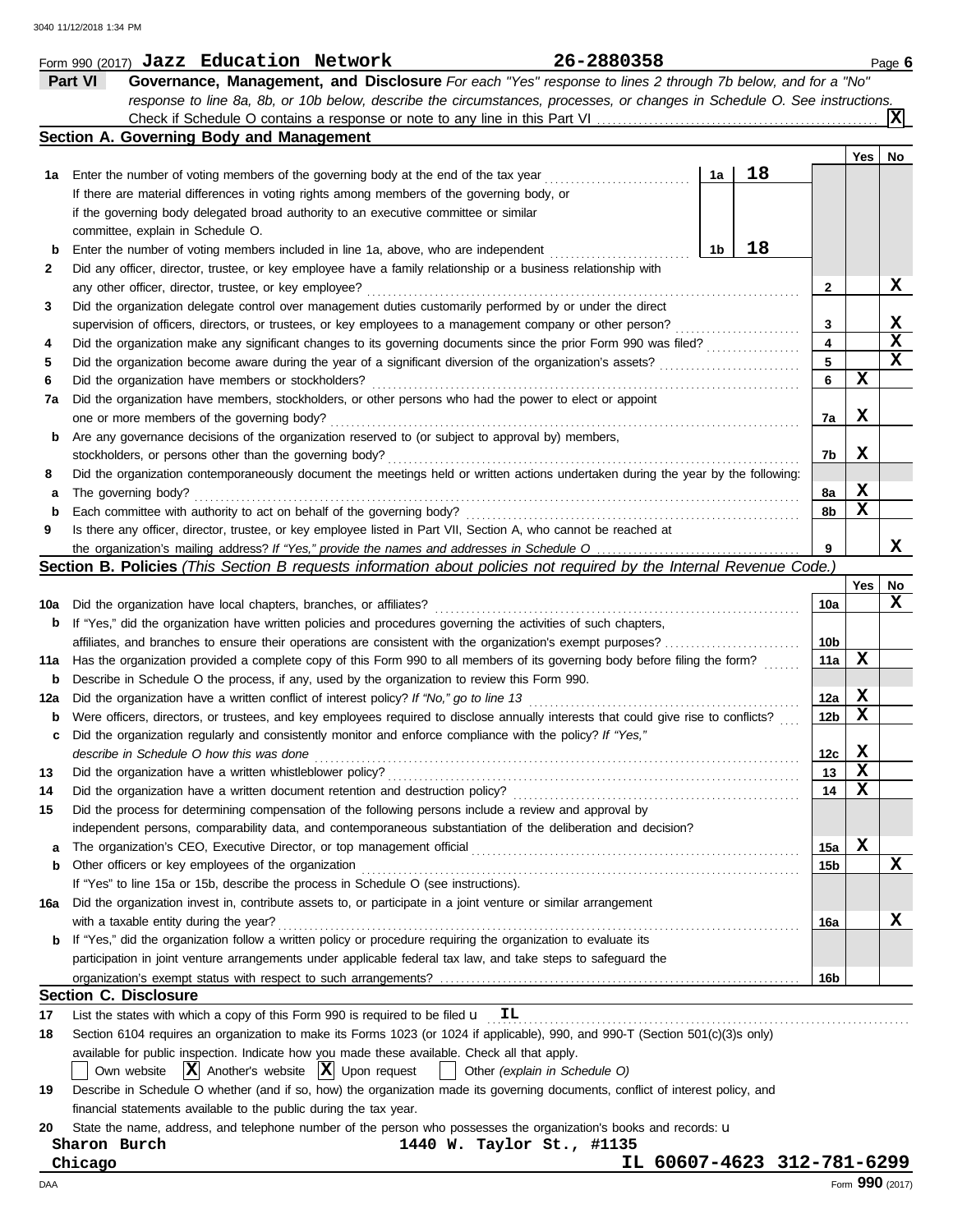Form 990 (2017) **Jazz Education Network** **26-2880358** Page **6**

**Part VI** **Governance, Management, and Disclosure** *For each "Yes" response to lines 2 through 7b below, and for a "No" response to line 8a, 8b, or 10b below, describe the circumstances, processes, or changes in Schedule O. See instructions.*

Check if Schedule O contains a response or note to any line in this Part VI . . . . . . . . . . **[X]**

## Section A. Governing Body and Management

| | | | | Yes | No |
|---|---|---|---|---|---|
| **1a** | Enter the number of voting members of the governing body at the end of the tax year | 1a | 18 | | |
| | If there are material differences in voting rights among members of the governing body, or if the governing body delegated broad authority to an executive committee or similar committee, explain in Schedule O. | | | | |
| **b** | Enter the number of voting members included in line 1a, above, who are independent | 1b | 18 | | |
| **2** | Did any officer, director, trustee, or key employee have a family relationship or a business relationship with any other officer, director, trustee, or key employee? | | 2 | | X |
| **3** | Did the organization delegate control over management duties customarily performed by or under the direct supervision of officers, directors, or trustees, or key employees to a management company or other person? | | 3 | | X |
| **4** | Did the organization make any significant changes to its governing documents since the prior Form 990 was filed? | | 4 | | X |
| **5** | Did the organization become aware during the year of a significant diversion of the organization's assets? | | 5 | | X |
| **6** | Did the organization have members or stockholders? | | 6 | X | |
| **7a** | Did the organization have members, stockholders, or other persons who had the power to elect or appoint one or more members of the governing body? | | 7a | X | |
| **b** | Are any governance decisions of the organization reserved to (or subject to approval by) members, stockholders, or persons other than the governing body? | | 7b | X | |
| **8** | Did the organization contemporaneously document the meetings held or written actions undertaken during the year by the following: | | | | |
| **a** | The governing body? | | 8a | X | |
| **b** | Each committee with authority to act on behalf of the governing body? | | 8b | X | |
| **9** | Is there any officer, director, trustee, or key employee listed in Part VII, Section A, who cannot be reached at the organization's mailing address? *If "Yes," provide the names and addresses in Schedule O* | | 9 | | X |

## Section B. Policies *(This Section B requests information about policies not required by the Internal Revenue Code.)*

| | | | Yes | No |
|---|---|---|---|---|
| **10a** | Did the organization have local chapters, branches, or affiliates? | 10a | | X |
| **b** | If "Yes," did the organization have written policies and procedures governing the activities of such chapters, affiliates, and branches to ensure their operations are consistent with the organization's exempt purposes? | 10b | | |
| **11a** | Has the organization provided a complete copy of this Form 990 to all members of its governing body before filing the form? | 11a | X | |
| **b** | Describe in Schedule O the process, if any, used by the organization to review this Form 990. | | | |
| **12a** | Did the organization have a written conflict of interest policy? *If "No," go to line 13* | 12a | X | |
| **b** | Were officers, directors, or trustees, and key employees required to disclose annually interests that could give rise to conflicts? | 12b | X | |
| **c** | Did the organization regularly and consistently monitor and enforce compliance with the policy? *If "Yes," describe in Schedule O how this was done* | 12c | X | |
| **13** | Did the organization have a written whistleblower policy? | 13 | X | |
| **14** | Did the organization have a written document retention and destruction policy? | 14 | X | |
| **15** | Did the process for determining compensation of the following persons include a review and approval by independent persons, comparability data, and contemporaneous substantiation of the deliberation and decision? | | | |
| **a** | The organization's CEO, Executive Director, or top management official | 15a | X | |
| **b** | Other officers or key employees of the organization | 15b | | X |
| | If "Yes" to line 15a or 15b, describe the process in Schedule O (see instructions). | | | |
| **16a** | Did the organization invest in, contribute assets to, or participate in a joint venture or similar arrangement with a taxable entity during the year? | 16a | | X |
| **b** | If "Yes," did the organization follow a written policy or procedure requiring the organization to evaluate its participation in joint venture arrangements under applicable federal tax law, and take steps to safeguard the organization's exempt status with respect to such arrangements? | 16b | | |

## Section C. Disclosure

**17** List the states with which a copy of this Form 990 is required to be filed u **IL**

**18** Section 6104 requires an organization to make its Forms 1023 (or 1024 if applicable), 990, and 990-T (Section 501(c)(3)s only) available for public inspection. Indicate how you made these available. Check all that apply.

[ ] Own website [X] Another's website [X] Upon request [ ] Other *(explain in Schedule O)*

**19** Describe in Schedule O whether (and if so, how) the organization made its governing documents, conflict of interest policy, and financial statements available to the public during the tax year.

**20** State the name, address, and telephone number of the person who possesses the organization's books and records: u

**Sharon Burch** **1440 W. Taylor St., #1135**
**Chicago** **IL 60607-4623 312-781-6299**

Form **990** (2017)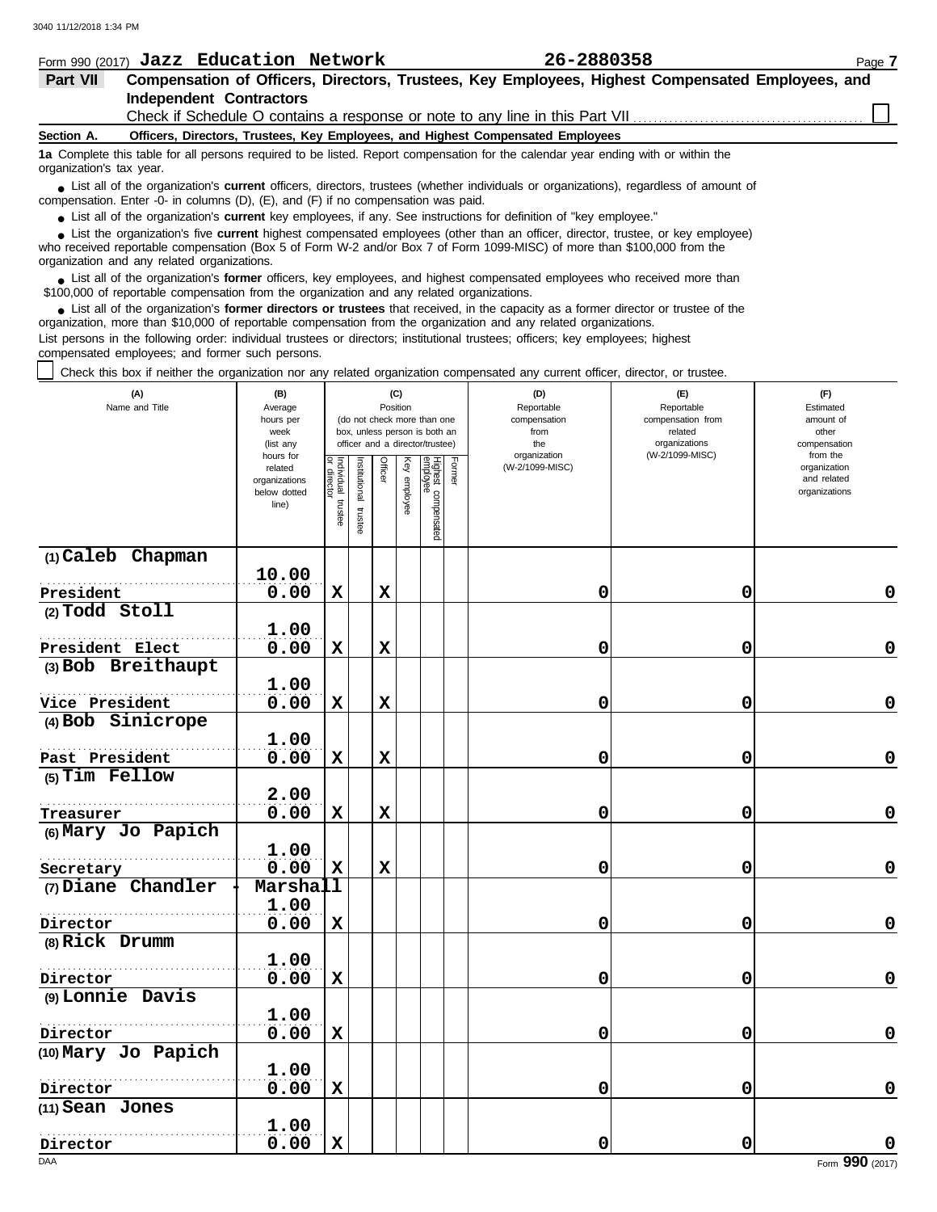Form 990 (2017) **Jazz Education Network** **26-2880358** Page **7**

**Part VII** **Compensation of Officers, Directors, Trustees, Key Employees, Highest Compensated Employees, and Independent Contractors**

Check if Schedule O contains a response or note to any line in this Part VII . . . . . . . . . . . . . . . . . . . . . . . . . . . . ☐

**Section A. Officers, Directors, Trustees, Key Employees, and Highest Compensated Employees**

**1a** Complete this table for all persons required to be listed. Report compensation for the calendar year ending with or within the organization's tax year.

- List all of the organization's **current** officers, directors, trustees (whether individuals or organizations), regardless of amount of compensation. Enter -0- in columns (D), (E), and (F) if no compensation was paid.
- List all of the organization's **current** key employees, if any. See instructions for definition of "key employee."
- List the organization's five **current** highest compensated employees (other than an officer, director, trustee, or key employee) who received reportable compensation (Box 5 of Form W-2 and/or Box 7 of Form 1099-MISC) of more than $100,000 from the organization and any related organizations.
- List all of the organization's **former** officers, key employees, and highest compensated employees who received more than $100,000 of reportable compensation from the organization and any related organizations.
- List all of the organization's **former directors or trustees** that received, in the capacity as a former director or trustee of the organization, more than $10,000 of reportable compensation from the organization and any related organizations.

List persons in the following order: individual trustees or directors; institutional trustees; officers; key employees; highest compensated employees; and former such persons.

☐ Check this box if neither the organization nor any related organization compensated any current officer, director, or trustee.

| (A) Name and Title | (B) Average hours per week (list any hours for related organizations below dotted line) | (C) Position (do not check more than one box, unless person is both an officer and a director/trustee) | | | | | | (D) Reportable compensation from the organization (W-2/1099-MISC) | (E) Reportable compensation from related organizations (W-2/1099-MISC) | (F) Estimated amount of other compensation from the organization and related organizations |
|---|---|---|---|---|---|---|---|---|---|---|
| | | Individual trustee or director | Institutional trustee | Officer | Key employee | Highest compensated employee | Former | | | |
| (1) Caleb Chapman<br>President | 10.00<br>0.00 | X | | X | | | | 0 | 0 | 0 |
| (2) Todd Stoll<br>President Elect | 1.00<br>0.00 | X | | X | | | | 0 | 0 | 0 |
| (3) Bob Breithaupt<br>Vice President | 1.00<br>0.00 | X | | X | | | | 0 | 0 | 0 |
| (4) Bob Sinicrope<br>Past President | 1.00<br>0.00 | X | | X | | | | 0 | 0 | 0 |
| (5) Tim Fellow<br>Treasurer | 2.00<br>0.00 | X | | X | | | | 0 | 0 | 0 |
| (6) Mary Jo Papich<br>Secretary | 1.00<br>0.00 | X | | X | | | | 0 | 0 | 0 |
| (7) Diane Chandler - Marshall<br>Director | 1.00<br>0.00 | X | | | | | | 0 | 0 | 0 |
| (8) Rick Drumm<br>Director | 1.00<br>0.00 | X | | | | | | 0 | 0 | 0 |
| (9) Lonnie Davis<br>Director | 1.00<br>0.00 | X | | | | | | 0 | 0 | 0 |
| (10) Mary Jo Papich<br>Director | 1.00<br>0.00 | X | | | | | | 0 | 0 | 0 |
| (11) Sean Jones<br>Director | 1.00<br>0.00 | X | | | | | | 0 | 0 | 0 |

Form **990** (2017)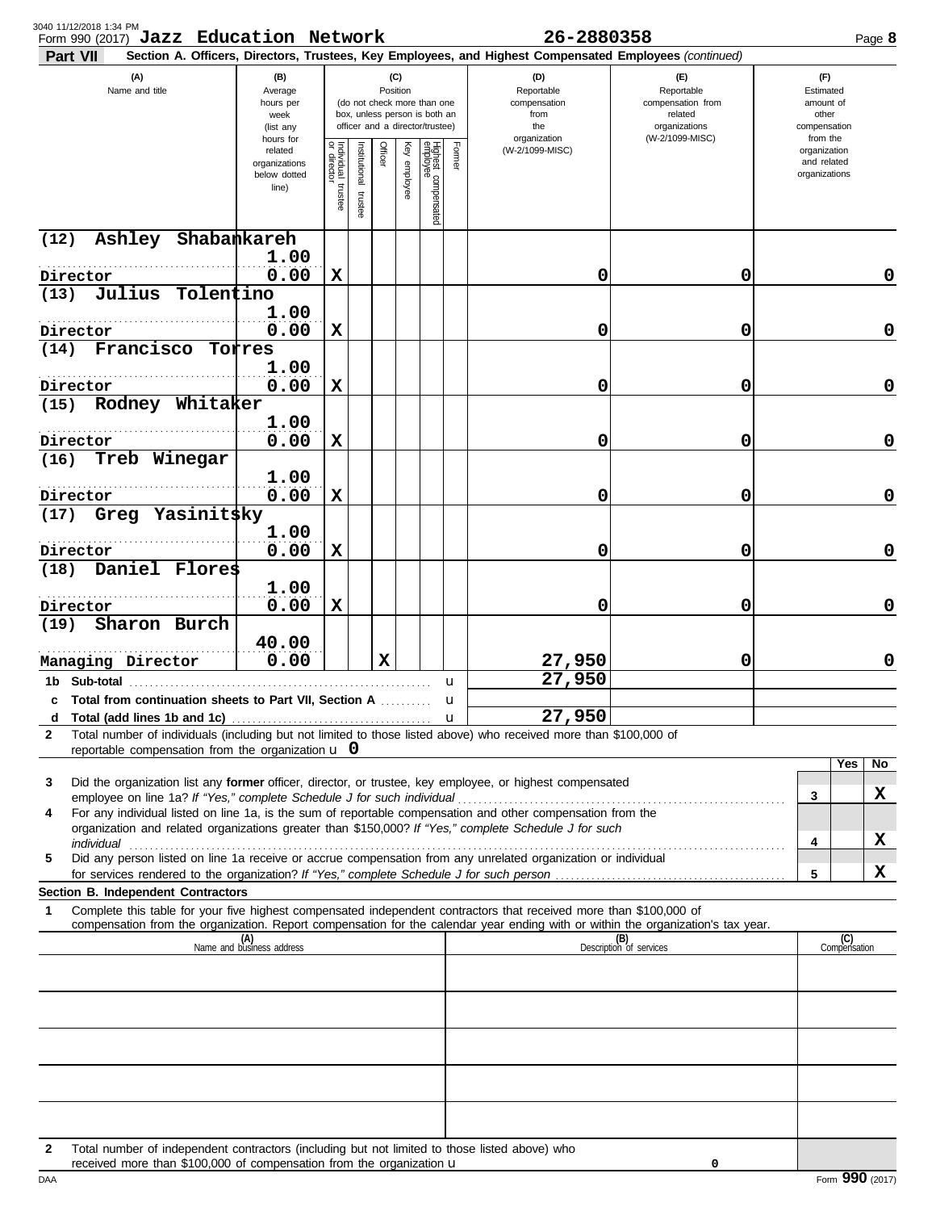3040 11/12/2018 1:34 PM

Form 990 (2017) **Jazz Education Network** **26-2880358** Page **8**

**Part VII** **Section A. Officers, Directors, Trustees, Key Employees, and Highest Compensated Employees** *(continued)*

| (A) Name and title | (B) Average hours per week (list any hours for related organizations below dotted line) | (C) Position (do not check more than one box, unless person is both an officer and a director/trustee): Individual trustee or director | Institutional trustee | Officer | Key employee | Highest compensated employee | Former | (D) Reportable compensation from the organization (W-2/1099-MISC) | (E) Reportable compensation from related organizations (W-2/1099-MISC) | (F) Estimated amount of other compensation from the organization and related organizations |
|---|---|---|---|---|---|---|---|---|---|---|
| (12) Ashley Shabankareh<br>Director | 1.00<br>0.00 | X | | | | | | 0 | 0 | 0 |
| (13) Julius Tolentino<br>Director | 1.00<br>0.00 | X | | | | | | 0 | 0 | 0 |
| (14) Francisco Torres<br>Director | 1.00<br>0.00 | X | | | | | | 0 | 0 | 0 |
| (15) Rodney Whitaker<br>Director | 1.00<br>0.00 | X | | | | | | 0 | 0 | 0 |
| (16) Treb Winegar<br>Director | 1.00<br>0.00 | X | | | | | | 0 | 0 | 0 |
| (17) Greg Yasinitsky<br>Director | 1.00<br>0.00 | X | | | | | | 0 | 0 | 0 |
| (18) Daniel Flores<br>Director | 1.00<br>0.00 | X | | | | | | 0 | 0 | 0 |
| (19) Sharon Burch<br>Managing Director | 40.00<br>0.00 | | | X | | | | 27,950 | 0 | 0 |
| **1b Sub-total** | | | | | | | | 27,950 | | |
| **c Total from continuation sheets to Part VII, Section A** | | | | | | | | | | |
| **d Total (add lines 1b and 1c)** | | | | | | | | 27,950 | | |

**2** Total number of individuals (including but not limited to those listed above) who received more than $100,000 of reportable compensation from the organization **0**

| | | Yes | No |
|---|---|---|---|
| **3** Did the organization list any **former** officer, director, or trustee, key employee, or highest compensated employee on line 1a? *If "Yes," complete Schedule J for such individual* | 3 | | X |
| **4** For any individual listed on line 1a, is the sum of reportable compensation and other compensation from the organization and related organizations greater than $150,000? *If "Yes," complete Schedule J for such individual* | 4 | | X |
| **5** Did any person listed on line 1a receive or accrue compensation from any unrelated organization or individual for services rendered to the organization? *If "Yes," complete Schedule J for such person* | 5 | | X |

**Section B. Independent Contractors**

**1** Complete this table for your five highest compensated independent contractors that received more than $100,000 of compensation from the organization. Report compensation for the calendar year ending with or within the organization's tax year.

| (A) Name and business address | (B) Description of services | (C) Compensation |
|---|---|---|
| | | |
| | | |
| | | |
| | | |
| | | |

**2** Total number of independent contractors (including but not limited to those listed above) who received more than $100,000 of compensation from the organization **0**

DAA Form **990** (2017)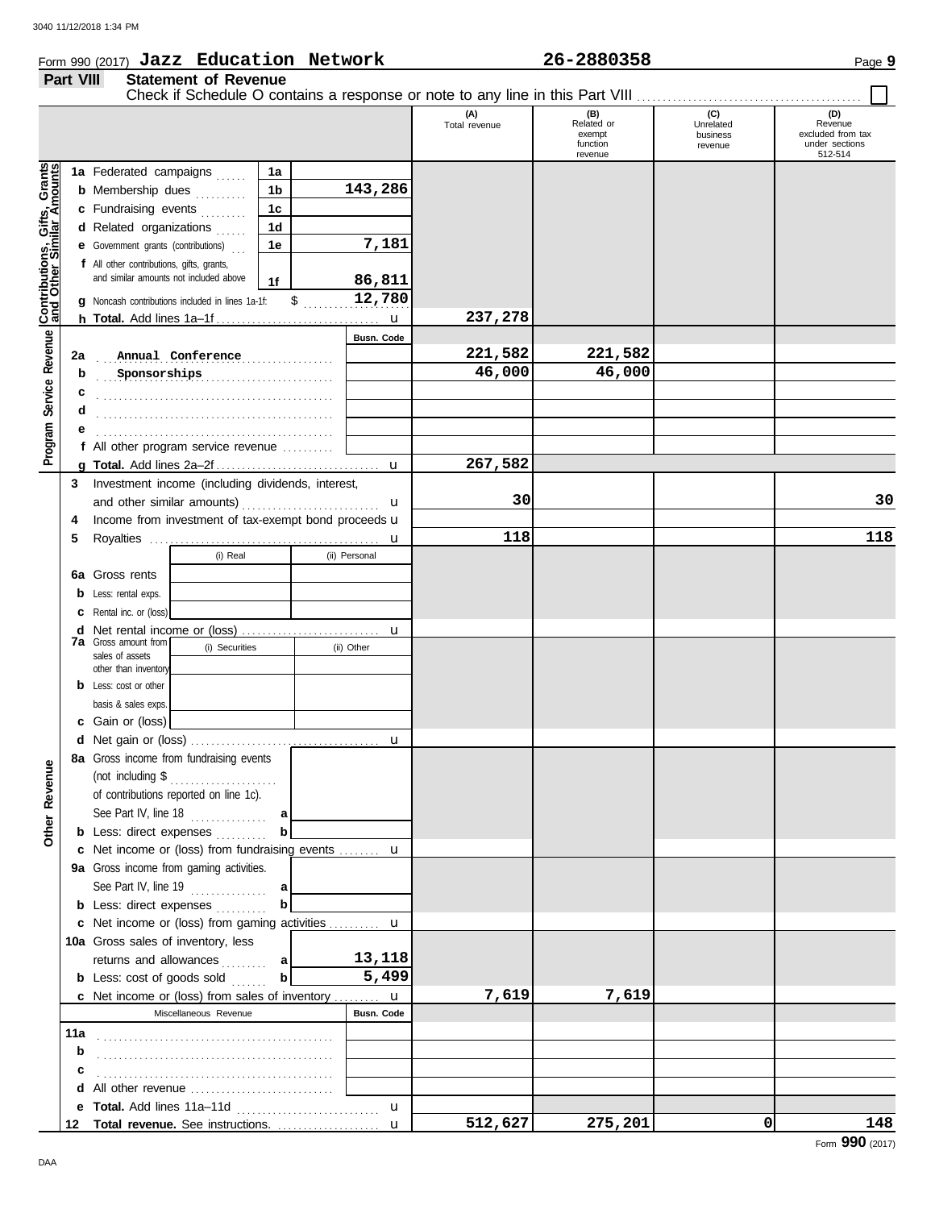Form 990 (2017) **Jazz Education Network** **26-2880358** Page **9**

## Part VIII Statement of Revenue

Check if Schedule O contains a response or note to any line in this Part VIII ☐

| | | | (A) Total revenue | (B) Related or exempt function revenue | (C) Unrelated business revenue | (D) Revenue excluded from tax under sections 512-514 |
|---|---|---|---|---|---|---|
| **Contributions, Gifts, Grants and Other Similar Amounts** | 1a Federated campaigns | 1a | | | | |
| | b Membership dues | 1b 143,286 | | | | |
| | c Fundraising events | 1c | | | | |
| | d Related organizations | 1d | | | | |
| | e Government grants (contributions) | 1e 7,181 | | | | |
| | f All other contributions, gifts, grants, and similar amounts not included above | 1f 86,811 | | | | |
| | g Noncash contributions included in lines 1a-1f: $ 12,780 | | | | | |
| | h **Total.** Add lines 1a–1f | | 237,278 | | | |
| **Program Service Revenue** | | Busn. Code | | | | |
| | 2a Annual Conference | | 221,582 | 221,582 | | |
| | b Sponsorships | | 46,000 | 46,000 | | |
| | c | | | | | |
| | d | | | | | |
| | e | | | | | |
| | f All other program service revenue | | | | | |
| | g **Total.** Add lines 2a–2f | | 267,582 | | | |
| **Other Revenue** | 3 Investment income (including dividends, interest, and other similar amounts) | | 30 | | | 30 |
| | 4 Income from investment of tax-exempt bond proceeds | | | | | |
| | 5 Royalties | | 118 | | | 118 |
| | | (i) Real / (ii) Personal | | | | |
| | 6a Gross rents | | | | | |
| | b Less: rental exps. | | | | | |
| | c Rental inc. or (loss) | | | | | |
| | d Net rental income or (loss) | | | | | |
| | 7a Gross amount from sales of assets other than inventory | (i) Securities / (ii) Other | | | | |
| | b Less: cost or other basis & sales exps. | | | | | |
| | c Gain or (loss) | | | | | |
| | d Net gain or (loss) | | | | | |
| | 8a Gross income from fundraising events (not including $ of contributions reported on line 1c). See Part IV, line 18 | a | | | | |
| | b Less: direct expenses | b | | | | |
| | c Net income or (loss) from fundraising events | | | | | |
| | 9a Gross income from gaming activities. See Part IV, line 19 | a | | | | |
| | b Less: direct expenses | b | | | | |
| | c Net income or (loss) from gaming activities | | | | | |
| | 10a Gross sales of inventory, less returns and allowances | a 13,118 | | | | |
| | b Less: cost of goods sold | b 5,499 | | | | |
| | c Net income or (loss) from sales of inventory | | 7,619 | 7,619 | | |
| | Miscellaneous Revenue | Busn. Code | | | | |
| | 11a | | | | | |
| | b | | | | | |
| | c | | | | | |
| | d All other revenue | | | | | |
| | e **Total.** Add lines 11a–11d | | | | | |
| | 12 **Total revenue.** See instructions. | | 512,627 | 275,201 | 0 | 148 |

Form **990** (2017)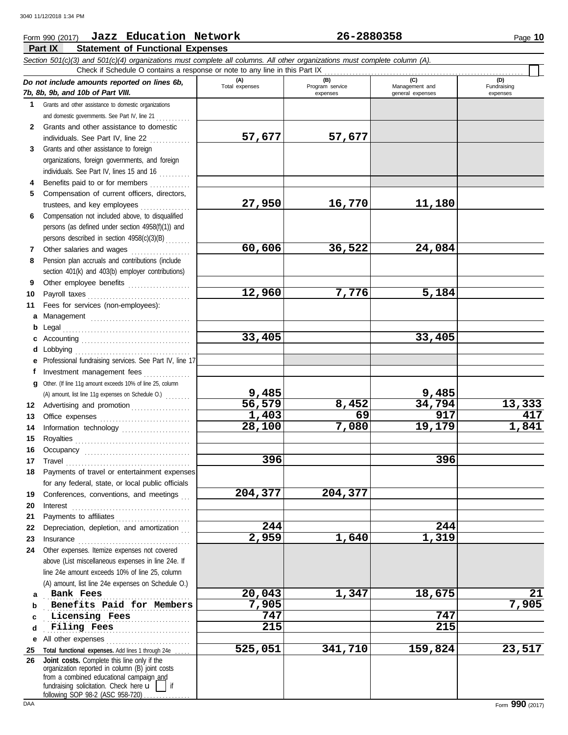Form 990 (2017) **Jazz Education Network** **26-2880358**

## Part IX Statement of Functional Expenses

*Section 501(c)(3) and 501(c)(4) organizations must complete all columns. All other organizations must complete column (A).*

Check if Schedule O contains a response or note to any line in this Part IX ☐

| *Do not include amounts reported on lines 6b, 7b, 8b, 9b, and 10b of Part VIII.* | (A) Total expenses | (B) Program service expenses | (C) Management and general expenses | (D) Fundraising expenses |
|---|---|---|---|---|
| **1** Grants and other assistance to domestic organizations and domestic governments. See Part IV, line 21 | | | | |
| **2** Grants and other assistance to domestic individuals. See Part IV, line 22 | 57,677 | 57,677 | | |
| **3** Grants and other assistance to foreign organizations, foreign governments, and foreign individuals. See Part IV, lines 15 and 16 | | | | |
| **4** Benefits paid to or for members | | | | |
| **5** Compensation of current officers, directors, trustees, and key employees | 27,950 | 16,770 | 11,180 | |
| **6** Compensation not included above, to disqualified persons (as defined under section 4958(f)(1)) and persons described in section 4958(c)(3)(B) | | | | |
| **7** Other salaries and wages | 60,606 | 36,522 | 24,084 | |
| **8** Pension plan accruals and contributions (include section 401(k) and 403(b) employer contributions) | | | | |
| **9** Other employee benefits | | | | |
| **10** Payroll taxes | 12,960 | 7,776 | 5,184 | |
| **11** Fees for services (non-employees): | | | | |
| **a** Management | | | | |
| **b** Legal | | | | |
| **c** Accounting | 33,405 | | 33,405 | |
| **d** Lobbying | | | | |
| **e** Professional fundraising services. See Part IV, line 17 | | | | |
| **f** Investment management fees | | | | |
| **g** Other. (If line 11g amount exceeds 10% of line 25, column (A) amount, list line 11g expenses on Schedule O.) | 9,485 | | 9,485 | |
| **12** Advertising and promotion | 56,579 | 8,452 | 34,794 | 13,333 |
| **13** Office expenses | 1,403 | 69 | 917 | 417 |
| **14** Information technology | 28,100 | 7,080 | 19,179 | 1,841 |
| **15** Royalties | | | | |
| **16** Occupancy | | | | |
| **17** Travel | 396 | | 396 | |
| **18** Payments of travel or entertainment expenses for any federal, state, or local public officials | | | | |
| **19** Conferences, conventions, and meetings | 204,377 | 204,377 | | |
| **20** Interest | | | | |
| **21** Payments to affiliates | | | | |
| **22** Depreciation, depletion, and amortization | 244 | | 244 | |
| **23** Insurance | 2,959 | 1,640 | 1,319 | |
| **24** Other expenses. Itemize expenses not covered above (List miscellaneous expenses in line 24e. If line 24e amount exceeds 10% of line 25, column (A) amount, list line 24e expenses on Schedule O.) | | | | |
| **a** Bank Fees | 20,043 | 1,347 | 18,675 | 21 |
| **b** Benefits Paid for Members | 7,905 | | | 7,905 |
| **c** Licensing Fees | 747 | | 747 | |
| **d** Filing Fees | 215 | | 215 | |
| **e** All other expenses | | | | |
| **25** **Total functional expenses.** Add lines 1 through 24e | 525,051 | 341,710 | 159,824 | 23,517 |
| **26** **Joint costs.** Complete this line only if the organization reported in column (B) joint costs from a combined educational campaign and fundraising solicitation. Check here ☐ if following SOP 98-2 (ASC 958-720) | | | | |

Form **990** (2017)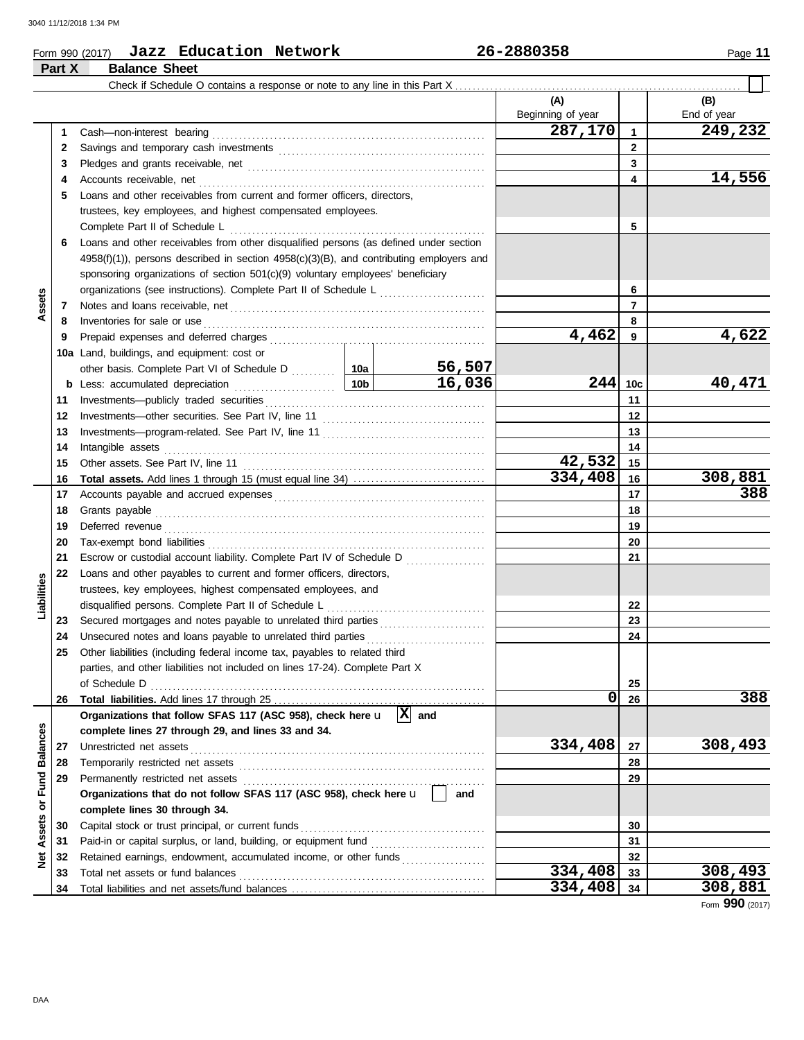Form 990 (2017) **Jazz Education Network** **26-2880358** Page **11**

**Part X** **Balance Sheet**

Check if Schedule O contains a response or note to any line in this Part X ☐

| | | | | | (A) Beginning of year | | (B) End of year |
|---|---|---|---|---|---|---|---|
| **Assets** | 1 | Cash—non-interest bearing | | | 287,170 | 1 | 249,232 |
| | 2 | Savings and temporary cash investments | | | | 2 | |
| | 3 | Pledges and grants receivable, net | | | | 3 | |
| | 4 | Accounts receivable, net | | | | 4 | 14,556 |
| | 5 | Loans and other receivables from current and former officers, directors, trustees, key employees, and highest compensated employees. Complete Part II of Schedule L | | | | 5 | |
| | 6 | Loans and other receivables from other disqualified persons (as defined under section 4958(f)(1)), persons described in section 4958(c)(3)(B), and contributing employers and sponsoring organizations of section 501(c)(9) voluntary employees' beneficiary organizations (see instructions). Complete Part II of Schedule L | | | | 6 | |
| | 7 | Notes and loans receivable, net | | | | 7 | |
| | 8 | Inventories for sale or use | | | | 8 | |
| | 9 | Prepaid expenses and deferred charges | | | 4,462 | 9 | 4,622 |
| | 10a | Land, buildings, and equipment: cost or other basis. Complete Part VI of Schedule D | 10a | 56,507 | | | |
| | b | Less: accumulated depreciation | 10b | 16,036 | 244 | 10c | 40,471 |
| | 11 | Investments—publicly traded securities | | | | 11 | |
| | 12 | Investments—other securities. See Part IV, line 11 | | | | 12 | |
| | 13 | Investments—program-related. See Part IV, line 11 | | | | 13 | |
| | 14 | Intangible assets | | | | 14 | |
| | 15 | Other assets. See Part IV, line 11 | | | 42,532 | 15 | |
| | 16 | **Total assets.** Add lines 1 through 15 (must equal line 34) | | | 334,408 | 16 | 308,881 |
| **Liabilities** | 17 | Accounts payable and accrued expenses | | | | 17 | 388 |
| | 18 | Grants payable | | | | 18 | |
| | 19 | Deferred revenue | | | | 19 | |
| | 20 | Tax-exempt bond liabilities | | | | 20 | |
| | 21 | Escrow or custodial account liability. Complete Part IV of Schedule D | | | | 21 | |
| | 22 | Loans and other payables to current and former officers, directors, trustees, key employees, highest compensated employees, and disqualified persons. Complete Part II of Schedule L | | | | 22 | |
| | 23 | Secured mortgages and notes payable to unrelated third parties | | | | 23 | |
| | 24 | Unsecured notes and loans payable to unrelated third parties | | | | 24 | |
| | 25 | Other liabilities (including federal income tax, payables to related third parties, and other liabilities not included on lines 17-24). Complete Part X of Schedule D | | | | 25 | |
| | 26 | **Total liabilities.** Add lines 17 through 25 | | | 0 | 26 | 388 |
| **Net Assets or Fund Balances** | | **Organizations that follow SFAS 117 (ASC 958), check here** u [X] **and complete lines 27 through 29, and lines 33 and 34.** | | | | | |
| | 27 | Unrestricted net assets | | | 334,408 | 27 | 308,493 |
| | 28 | Temporarily restricted net assets | | | | 28 | |
| | 29 | Permanently restricted net assets | | | | 29 | |
| | | **Organizations that do not follow SFAS 117 (ASC 958), check here** u [ ] **and complete lines 30 through 34.** | | | | | |
| | 30 | Capital stock or trust principal, or current funds | | | | 30 | |
| | 31 | Paid-in or capital surplus, or land, building, or equipment fund | | | | 31 | |
| | 32 | Retained earnings, endowment, accumulated income, or other funds | | | | 32 | |
| | 33 | Total net assets or fund balances | | | 334,408 | 33 | 308,493 |
| | 34 | Total liabilities and net assets/fund balances | | | 334,408 | 34 | 308,881 |

Form **990** (2017)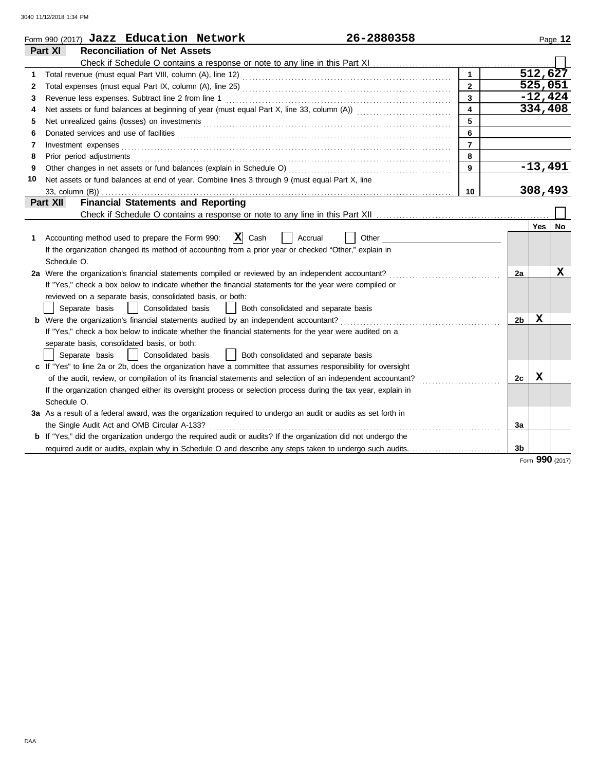Form 990 (2017) **Jazz Education Network** **26-2880358**

## Part XI Reconciliation of Net Assets

Check if Schedule O contains a response or note to any line in this Part XI ☐

| | | | |
|---|---|---|---|
| 1 | Total revenue (must equal Part VIII, column (A), line 12) | 1 | 512,627 |
| 2 | Total expenses (must equal Part IX, column (A), line 25) | 2 | 525,051 |
| 3 | Revenue less expenses. Subtract line 2 from line 1 | 3 | -12,424 |
| 4 | Net assets or fund balances at beginning of year (must equal Part X, line 33, column (A)) | 4 | 334,408 |
| 5 | Net unrealized gains (losses) on investments | 5 | |
| 6 | Donated services and use of facilities | 6 | |
| 7 | Investment expenses | 7 | |
| 8 | Prior period adjustments | 8 | |
| 9 | Other changes in net assets or fund balances (explain in Schedule O) | 9 | -13,491 |
| 10 | Net assets or fund balances at end of year. Combine lines 3 through 9 (must equal Part X, line 33, column (B)) | 10 | 308,493 |

## Part XII Financial Statements and Reporting

Check if Schedule O contains a response or note to any line in this Part XII ☐

| | | | Yes | No |
|---|---|---|---|---|
| 1 | Accounting method used to prepare the Form 990: ☒ Cash ☐ Accrual ☐ Other<br>If the organization changed its method of accounting from a prior year or checked "Other," explain in Schedule O. | | | |
| 2a | Were the organization's financial statements compiled or reviewed by an independent accountant?<br>If "Yes," check a box below to indicate whether the financial statements for the year were compiled or reviewed on a separate basis, consolidated basis, or both:<br>☐ Separate basis ☐ Consolidated basis ☐ Both consolidated and separate basis | 2a | | X |
| b | Were the organization's financial statements audited by an independent accountant?<br>If "Yes," check a box below to indicate whether the financial statements for the year were audited on a separate basis, consolidated basis, or both:<br>☐ Separate basis ☐ Consolidated basis ☐ Both consolidated and separate basis | 2b | X | |
| c | If "Yes" to line 2a or 2b, does the organization have a committee that assumes responsibility for oversight of the audit, review, or compilation of its financial statements and selection of an independent accountant?<br>If the organization changed either its oversight process or selection process during the tax year, explain in Schedule O. | 2c | X | |
| 3a | As a result of a federal award, was the organization required to undergo an audit or audits as set forth in the Single Audit Act and OMB Circular A-133? | 3a | | |
| b | If "Yes," did the organization undergo the required audit or audits? If the organization did not undergo the required audit or audits, explain why in Schedule O and describe any steps taken to undergo such audits. | 3b | | |

Form **990** (2017)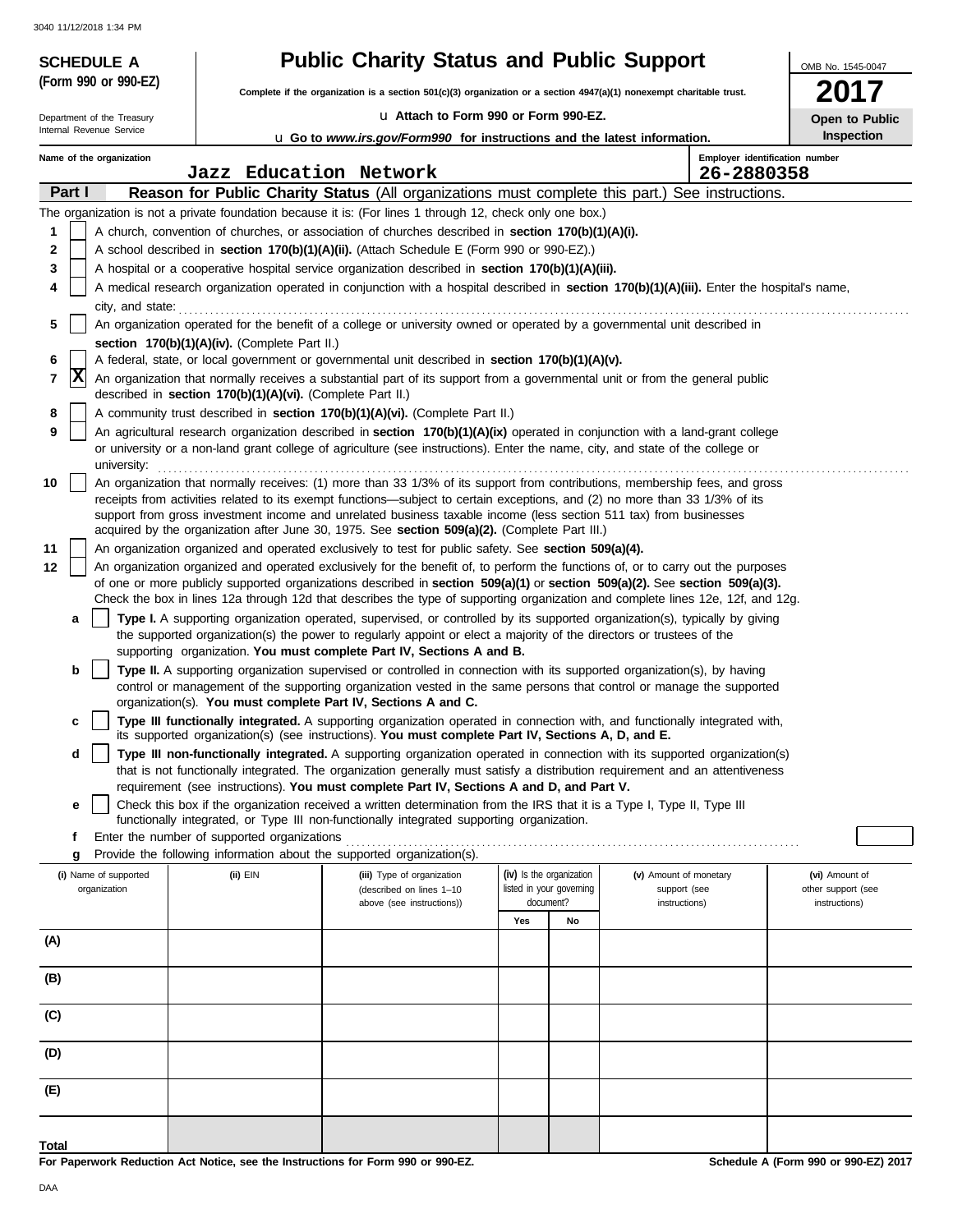**SCHEDULE A**
**(Form 990 or 990-EZ)**

Department of the Treasury
Internal Revenue Service

# Public Charity Status and Public Support

**Complete if the organization is a section 501(c)(3) organization or a section 4947(a)(1) nonexempt charitable trust.**

u **Attach to Form 990 or Form 990-EZ.**

u **Go to *www.irs.gov/Form990* for instructions and the latest information.**

OMB No. 1545-0047

**2017**

**Open to Public Inspection**

**Name of the organization:** Jazz Education Network

**Employer identification number:** 26-2880358

## Part I — Reason for Public Charity Status (All organizations must complete this part.) See instructions.

The organization is not a private foundation because it is: (For lines 1 through 12, check only one box.)

1. [ ] A church, convention of churches, or association of churches described in **section 170(b)(1)(A)(i).**
2. [ ] A school described in **section 170(b)(1)(A)(ii).** (Attach Schedule E (Form 990 or 990-EZ).)
3. [ ] A hospital or a cooperative hospital service organization described in **section 170(b)(1)(A)(iii).**
4. [ ] A medical research organization operated in conjunction with a hospital described in **section 170(b)(1)(A)(iii).** Enter the hospital's name, city, and state:
5. [ ] An organization operated for the benefit of a college or university owned or operated by a governmental unit described in **section 170(b)(1)(A)(iv).** (Complete Part II.)
6. [ ] A federal, state, or local government or governmental unit described in **section 170(b)(1)(A)(v).**
7. [X] An organization that normally receives a substantial part of its support from a governmental unit or from the general public described in **section 170(b)(1)(A)(vi).** (Complete Part II.)
8. [ ] A community trust described in **section 170(b)(1)(A)(vi).** (Complete Part II.)
9. [ ] An agricultural research organization described in **section 170(b)(1)(A)(ix)** operated in conjunction with a land-grant college or university or a non-land grant college of agriculture (see instructions). Enter the name, city, and state of the college or university:
10. [ ] An organization that normally receives: (1) more than 33 1/3% of its support from contributions, membership fees, and gross receipts from activities related to its exempt functions—subject to certain exceptions, and (2) no more than 33 1/3% of its support from gross investment income and unrelated business taxable income (less section 511 tax) from businesses acquired by the organization after June 30, 1975. See **section 509(a)(2).** (Complete Part III.)
11. [ ] An organization organized and operated exclusively to test for public safety. See **section 509(a)(4).**
12. [ ] An organization organized and operated exclusively for the benefit of, to perform the functions of, or to carry out the purposes of one or more publicly supported organizations described in **section 509(a)(1)** or **section 509(a)(2).** See **section 509(a)(3).** Check the box in lines 12a through 12d that describes the type of supporting organization and complete lines 12e, 12f, and 12g.
   - **a** [ ] **Type I.** A supporting organization operated, supervised, or controlled by its supported organization(s), typically by giving the supported organization(s) the power to regularly appoint or elect a majority of the directors or trustees of the supporting organization. **You must complete Part IV, Sections A and B.**
   - **b** [ ] **Type II.** A supporting organization supervised or controlled in connection with its supported organization(s), by having control or management of the supporting organization vested in the same persons that control or manage the supported organization(s). **You must complete Part IV, Sections A and C.**
   - **c** [ ] **Type III functionally integrated.** A supporting organization operated in connection with, and functionally integrated with, its supported organization(s) (see instructions). **You must complete Part IV, Sections A, D, and E.**
   - **d** [ ] **Type III non-functionally integrated.** A supporting organization operated in connection with its supported organization(s) that is not functionally integrated. The organization generally must satisfy a distribution requirement and an attentiveness requirement (see instructions). **You must complete Part IV, Sections A and D, and Part V.**
   - **e** [ ] Check this box if the organization received a written determination from the IRS that it is a Type I, Type II, Type III functionally integrated, or Type III non-functionally integrated supporting organization.
   - **f** Enter the number of supported organizations
   - **g** Provide the following information about the supported organization(s).

| (i) Name of supported organization | (ii) EIN | (iii) Type of organization (described on lines 1–10 above (see instructions)) | (iv) Is the organization listed in your governing document? Yes | No | (v) Amount of monetary support (see instructions) | (vi) Amount of other support (see instructions) |
|---|---|---|---|---|---|---|
| (A) | | | | | | |
| (B) | | | | | | |
| (C) | | | | | | |
| (D) | | | | | | |
| (E) | | | | | | |
| **Total** | | | | | | |

**For Paperwork Reduction Act Notice, see the Instructions for Form 990 or 990-EZ.** **Schedule A (Form 990 or 990-EZ) 2017**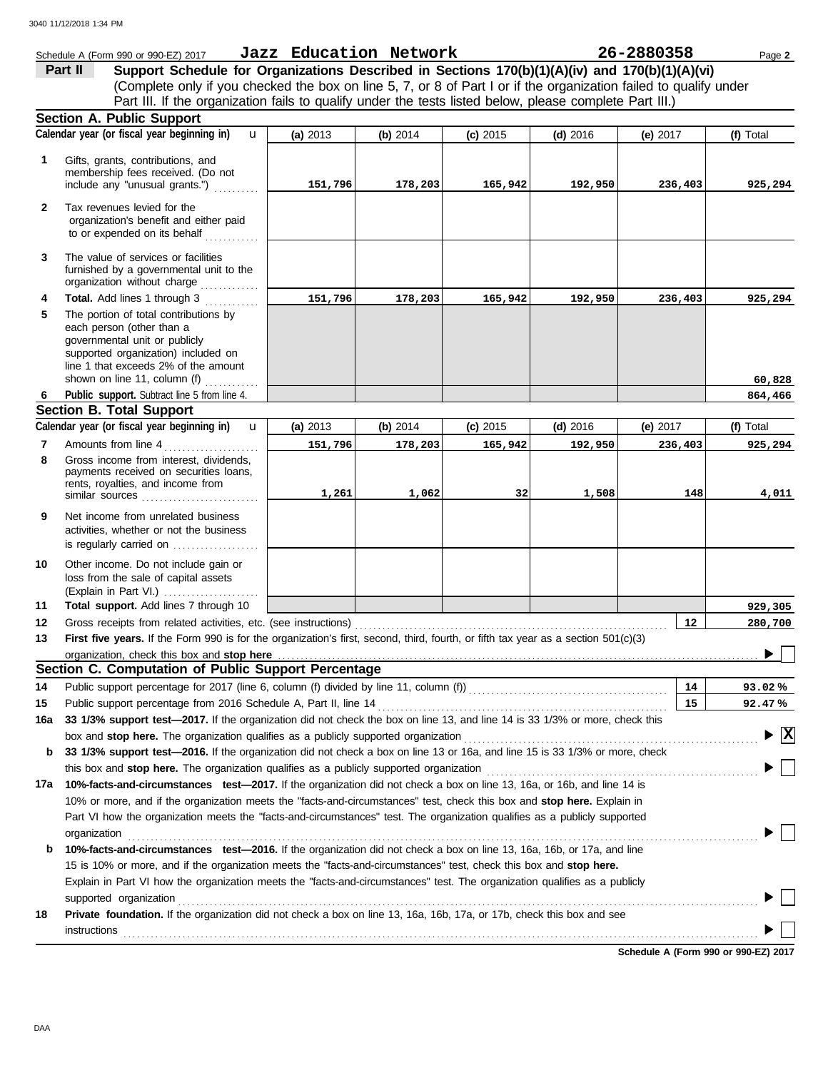Schedule A (Form 990 or 990-EZ) 2017 **Jazz Education Network** **26-2880358** Page **2**

**Part II** **Support Schedule for Organizations Described in Sections 170(b)(1)(A)(iv) and 170(b)(1)(A)(vi)**
(Complete only if you checked the box on line 5, 7, or 8 of Part I or if the organization failed to qualify under Part III. If the organization fails to qualify under the tests listed below, please complete Part III.)

## Section A. Public Support

| | Calendar year (or fiscal year beginning in) | (a) 2013 | (b) 2014 | (c) 2015 | (d) 2016 | (e) 2017 | (f) Total |
|---|---|---|---|---|---|---|---|
| 1 | Gifts, grants, contributions, and membership fees received. (Do not include any "unusual grants.") | 151,796 | 178,203 | 165,942 | 192,950 | 236,403 | 925,294 |
| 2 | Tax revenues levied for the organization's benefit and either paid to or expended on its behalf | | | | | | |
| 3 | The value of services or facilities furnished by a governmental unit to the organization without charge | | | | | | |
| 4 | **Total.** Add lines 1 through 3 | 151,796 | 178,203 | 165,942 | 192,950 | 236,403 | 925,294 |
| 5 | The portion of total contributions by each person (other than a governmental unit or publicly supported organization) included on line 1 that exceeds 2% of the amount shown on line 11, column (f) | | | | | | 60,828 |
| 6 | **Public support.** Subtract line 5 from line 4. | | | | | | 864,466 |

## Section B. Total Support

| | Calendar year (or fiscal year beginning in) | (a) 2013 | (b) 2014 | (c) 2015 | (d) 2016 | (e) 2017 | (f) Total |
|---|---|---|---|---|---|---|---|
| 7 | Amounts from line 4 | 151,796 | 178,203 | 165,942 | 192,950 | 236,403 | 925,294 |
| 8 | Gross income from interest, dividends, payments received on securities loans, rents, royalties, and income from similar sources | 1,261 | 1,062 | 32 | 1,508 | 148 | 4,011 |
| 9 | Net income from unrelated business activities, whether or not the business is regularly carried on | | | | | | |
| 10 | Other income. Do not include gain or loss from the sale of capital assets (Explain in Part VI.) | | | | | | |
| 11 | **Total support.** Add lines 7 through 10 | | | | | | 929,305 |
| 12 | Gross receipts from related activities, etc. (see instructions) | | | | | 12 | 280,700 |

**13** **First five years.** If the Form 990 is for the organization's first, second, third, fourth, or fifth tax year as a section 501(c)(3) organization, check this box and **stop here** ☐

## Section C. Computation of Public Support Percentage

| | | | |
|---|---|---|---|
| 14 | Public support percentage for 2017 (line 6, column (f) divided by line 11, column (f)) | 14 | 93.02 % |
| 15 | Public support percentage from 2016 Schedule A, Part II, line 14 | 15 | 92.47 % |

**16a** **33 1/3% support test—2017.** If the organization did not check the box on line 13, and line 14 is 33 1/3% or more, check this box and **stop here.** The organization qualifies as a publicly supported organization ☒

**b** **33 1/3% support test—2016.** If the organization did not check a box on line 13 or 16a, and line 15 is 33 1/3% or more, check this box and **stop here.** The organization qualifies as a publicly supported organization ☐

**17a** **10%-facts-and-circumstances test—2017.** If the organization did not check a box on line 13, 16a, or 16b, and line 14 is 10% or more, and if the organization meets the "facts-and-circumstances" test, check this box and **stop here.** Explain in Part VI how the organization meets the "facts-and-circumstances" test. The organization qualifies as a publicly supported organization ☐

**b** **10%-facts-and-circumstances test—2016.** If the organization did not check a box on line 13, 16a, 16b, or 17a, and line 15 is 10% or more, and if the organization meets the "facts-and-circumstances" test, check this box and **stop here.** Explain in Part VI how the organization meets the "facts-and-circumstances" test. The organization qualifies as a publicly supported organization ☐

**18** **Private foundation.** If the organization did not check a box on line 13, 16a, 16b, 17a, or 17b, check this box and see instructions ☐

**Schedule A (Form 990 or 990-EZ) 2017**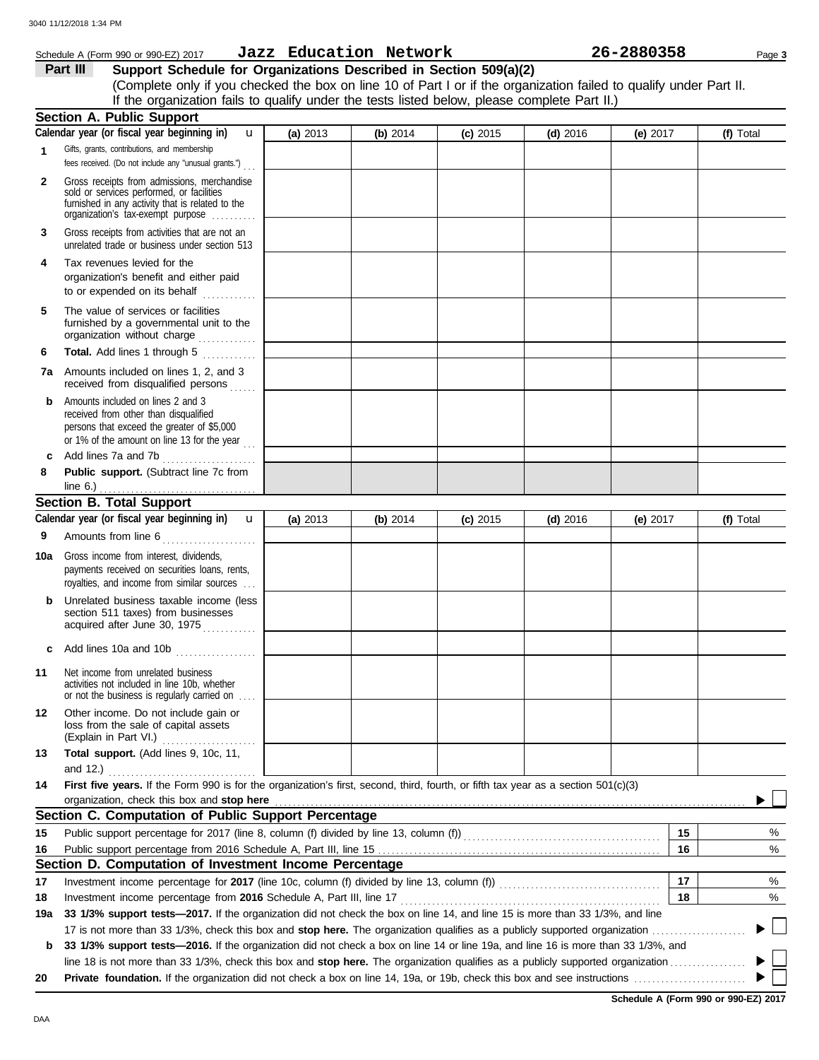Schedule A (Form 990 or 990-EZ) 2017 **Jazz Education Network** **26-2880358**

## Part III Support Schedule for Organizations Described in Section 509(a)(2)

(Complete only if you checked the box on line 10 of Part I or if the organization failed to qualify under Part II. If the organization fails to qualify under the tests listed below, please complete Part II.)

### Section A. Public Support

| Calendar year (or fiscal year beginning in) | (a) 2013 | (b) 2014 | (c) 2015 | (d) 2016 | (e) 2017 | (f) Total |
|---|---|---|---|---|---|---|
| **1** Gifts, grants, contributions, and membership fees received. (Do not include any "unusual grants.") | | | | | | |
| **2** Gross receipts from admissions, merchandise sold or services performed, or facilities furnished in any activity that is related to the organization's tax-exempt purpose | | | | | | |
| **3** Gross receipts from activities that are not an unrelated trade or business under section 513 | | | | | | |
| **4** Tax revenues levied for the organization's benefit and either paid to or expended on its behalf | | | | | | |
| **5** The value of services or facilities furnished by a governmental unit to the organization without charge | | | | | | |
| **6** **Total.** Add lines 1 through 5 | | | | | | |
| **7a** Amounts included on lines 1, 2, and 3 received from disqualified persons | | | | | | |
| **b** Amounts included on lines 2 and 3 received from other than disqualified persons that exceed the greater of $5,000 or 1% of the amount on line 13 for the year | | | | | | |
| **c** Add lines 7a and 7b | | | | | | |
| **8** **Public support.** (Subtract line 7c from line 6.) | | | | | | |

### Section B. Total Support

| Calendar year (or fiscal year beginning in) | (a) 2013 | (b) 2014 | (c) 2015 | (d) 2016 | (e) 2017 | (f) Total |
|---|---|---|---|---|---|---|
| **9** Amounts from line 6 | | | | | | |
| **10a** Gross income from interest, dividends, payments received on securities loans, rents, royalties, and income from similar sources | | | | | | |
| **b** Unrelated business taxable income (less section 511 taxes) from businesses acquired after June 30, 1975 | | | | | | |
| **c** Add lines 10a and 10b | | | | | | |
| **11** Net income from unrelated business activities not included in line 10b, whether or not the business is regularly carried on | | | | | | |
| **12** Other income. Do not include gain or loss from the sale of capital assets (Explain in Part VI.) | | | | | | |
| **13** **Total support.** (Add lines 9, 10c, 11, and 12.) | | | | | | |

**14** **First five years.** If the Form 990 is for the organization's first, second, third, fourth, or fifth tax year as a section 501(c)(3) organization, check this box and **stop here** ☐

### Section C. Computation of Public Support Percentage

| | | | |
|---|---|---|---|
| **15** | Public support percentage for 2017 (line 8, column (f) divided by line 13, column (f)) | **15** | % |
| **16** | Public support percentage from 2016 Schedule A, Part III, line 15 | **16** | % |

### Section D. Computation of Investment Income Percentage

| | | | |
|---|---|---|---|
| **17** | Investment income percentage for **2017** (line 10c, column (f) divided by line 13, column (f)) | **17** | % |
| **18** | Investment income percentage from **2016** Schedule A, Part III, line 17 | **18** | % |

**19a** **33 1/3% support tests—2017.** If the organization did not check the box on line 14, and line 15 is more than 33 1/3%, and line 17 is not more than 33 1/3%, check this box and **stop here.** The organization qualifies as a publicly supported organization ☐

**b** **33 1/3% support tests—2016.** If the organization did not check a box on line 14 or line 19a, and line 16 is more than 33 1/3%, and line 18 is not more than 33 1/3%, check this box and **stop here.** The organization qualifies as a publicly supported organization ☐

**20** **Private foundation.** If the organization did not check a box on line 14, 19a, or 19b, check this box and see instructions ☐

**Schedule A (Form 990 or 990-EZ) 2017**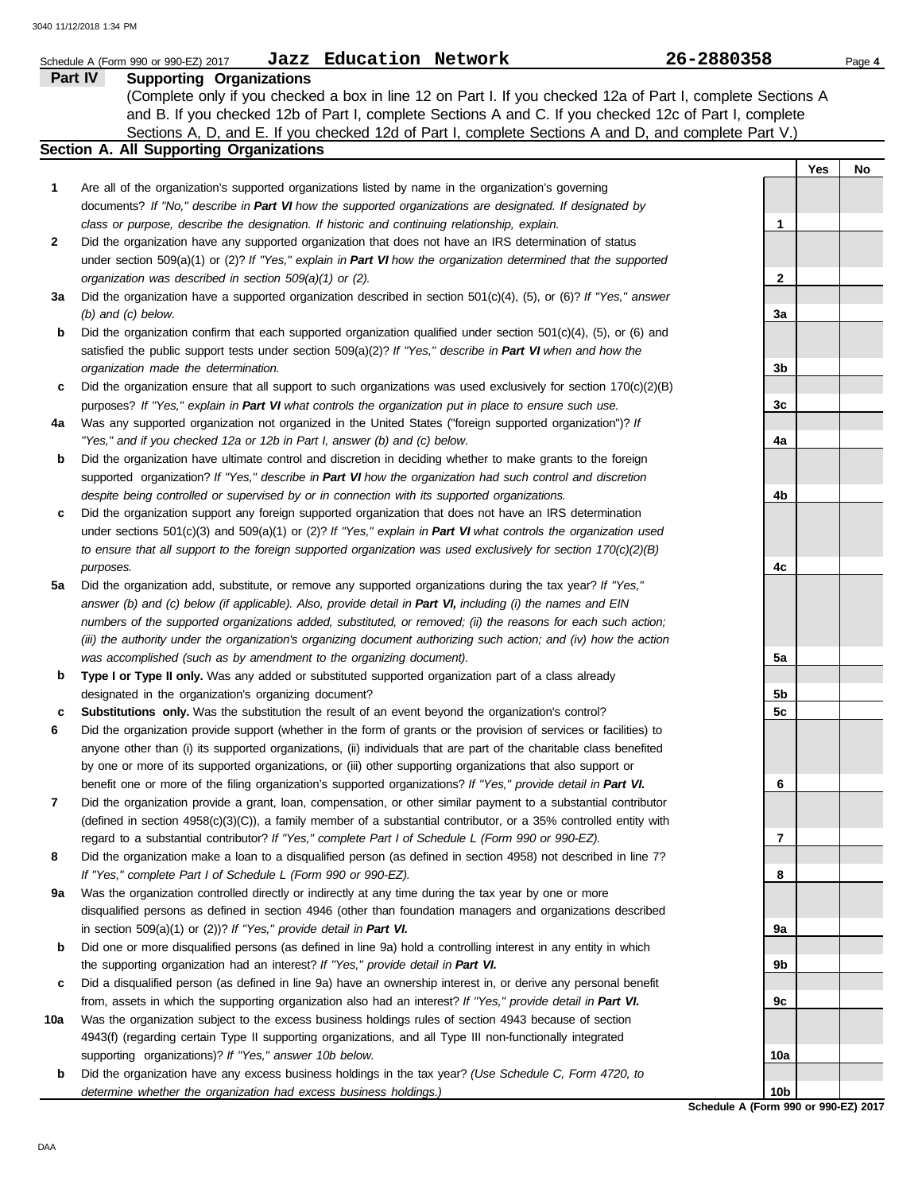Schedule A (Form 990 or 990-EZ) 2017 **Jazz Education Network** **26-2880358**

## Part IV Supporting Organizations

(Complete only if you checked a box in line 12 on Part I. If you checked 12a of Part I, complete Sections A and B. If you checked 12b of Part I, complete Sections A and C. If you checked 12c of Part I, complete Sections A, D, and E. If you checked 12d of Part I, complete Sections A and D, and complete Part V.)

### Section A. All Supporting Organizations

| | | | Yes | No |
|---|---|---|---|---|
| **1** | Are all of the organization's supported organizations listed by name in the organization's governing documents? *If "No," describe in* ***Part VI*** *how the supported organizations are designated. If designated by class or purpose, describe the designation. If historic and continuing relationship, explain.* | 1 | | |
| **2** | Did the organization have any supported organization that does not have an IRS determination of status under section 509(a)(1) or (2)? *If "Yes," explain in* ***Part VI*** *how the organization determined that the supported organization was described in section 509(a)(1) or (2).* | 2 | | |
| **3a** | Did the organization have a supported organization described in section 501(c)(4), (5), or (6)? *If "Yes," answer (b) and (c) below.* | 3a | | |
| **b** | Did the organization confirm that each supported organization qualified under section 501(c)(4), (5), or (6) and satisfied the public support tests under section 509(a)(2)? *If "Yes," describe in* ***Part VI*** *when and how the organization made the determination.* | 3b | | |
| **c** | Did the organization ensure that all support to such organizations was used exclusively for section 170(c)(2)(B) purposes? *If "Yes," explain in* ***Part VI*** *what controls the organization put in place to ensure such use.* | 3c | | |
| **4a** | Was any supported organization not organized in the United States ("foreign supported organization")? *If "Yes," and if you checked 12a or 12b in Part I, answer (b) and (c) below.* | 4a | | |
| **b** | Did the organization have ultimate control and discretion in deciding whether to make grants to the foreign supported organization? *If "Yes," describe in* ***Part VI*** *how the organization had such control and discretion despite being controlled or supervised by or in connection with its supported organizations.* | 4b | | |
| **c** | Did the organization support any foreign supported organization that does not have an IRS determination under sections 501(c)(3) and 509(a)(1) or (2)? *If "Yes," explain in* ***Part VI*** *what controls the organization used to ensure that all support to the foreign supported organization was used exclusively for section 170(c)(2)(B) purposes.* | 4c | | |
| **5a** | Did the organization add, substitute, or remove any supported organizations during the tax year? *If "Yes," answer (b) and (c) below (if applicable). Also, provide detail in* ***Part VI,*** *including (i) the names and EIN numbers of the supported organizations added, substituted, or removed; (ii) the reasons for each such action; (iii) the authority under the organization's organizing document authorizing such action; and (iv) how the action was accomplished (such as by amendment to the organizing document).* | 5a | | |
| **b** | **Type I or Type II only.** Was any added or substituted supported organization part of a class already designated in the organization's organizing document? | 5b | | |
| **c** | **Substitutions only.** Was the substitution the result of an event beyond the organization's control? | 5c | | |
| **6** | Did the organization provide support (whether in the form of grants or the provision of services or facilities) to anyone other than (i) its supported organizations, (ii) individuals that are part of the charitable class benefited by one or more of its supported organizations, or (iii) other supporting organizations that also support or benefit one or more of the filing organization's supported organizations? *If "Yes," provide detail in* ***Part VI.*** | 6 | | |
| **7** | Did the organization provide a grant, loan, compensation, or other similar payment to a substantial contributor (defined in section 4958(c)(3)(C)), a family member of a substantial contributor, or a 35% controlled entity with regard to a substantial contributor? *If "Yes," complete Part I of Schedule L (Form 990 or 990-EZ).* | 7 | | |
| **8** | Did the organization make a loan to a disqualified person (as defined in section 4958) not described in line 7? *If "Yes," complete Part I of Schedule L (Form 990 or 990-EZ).* | 8 | | |
| **9a** | Was the organization controlled directly or indirectly at any time during the tax year by one or more disqualified persons as defined in section 4946 (other than foundation managers and organizations described in section 509(a)(1) or (2))? *If "Yes," provide detail in* ***Part VI.*** | 9a | | |
| **b** | Did one or more disqualified persons (as defined in line 9a) hold a controlling interest in any entity in which the supporting organization had an interest? *If "Yes," provide detail in* ***Part VI.*** | 9b | | |
| **c** | Did a disqualified person (as defined in line 9a) have an ownership interest in, or derive any personal benefit from, assets in which the supporting organization also had an interest? *If "Yes," provide detail in* ***Part VI.*** | 9c | | |
| **10a** | Was the organization subject to the excess business holdings rules of section 4943 because of section 4943(f) (regarding certain Type II supporting organizations, and all Type III non-functionally integrated supporting organizations)? *If "Yes," answer 10b below.* | 10a | | |
| **b** | Did the organization have any excess business holdings in the tax year? *(Use Schedule C, Form 4720, to determine whether the organization had excess business holdings.)* | 10b | | |

**Schedule A (Form 990 or 990-EZ) 2017**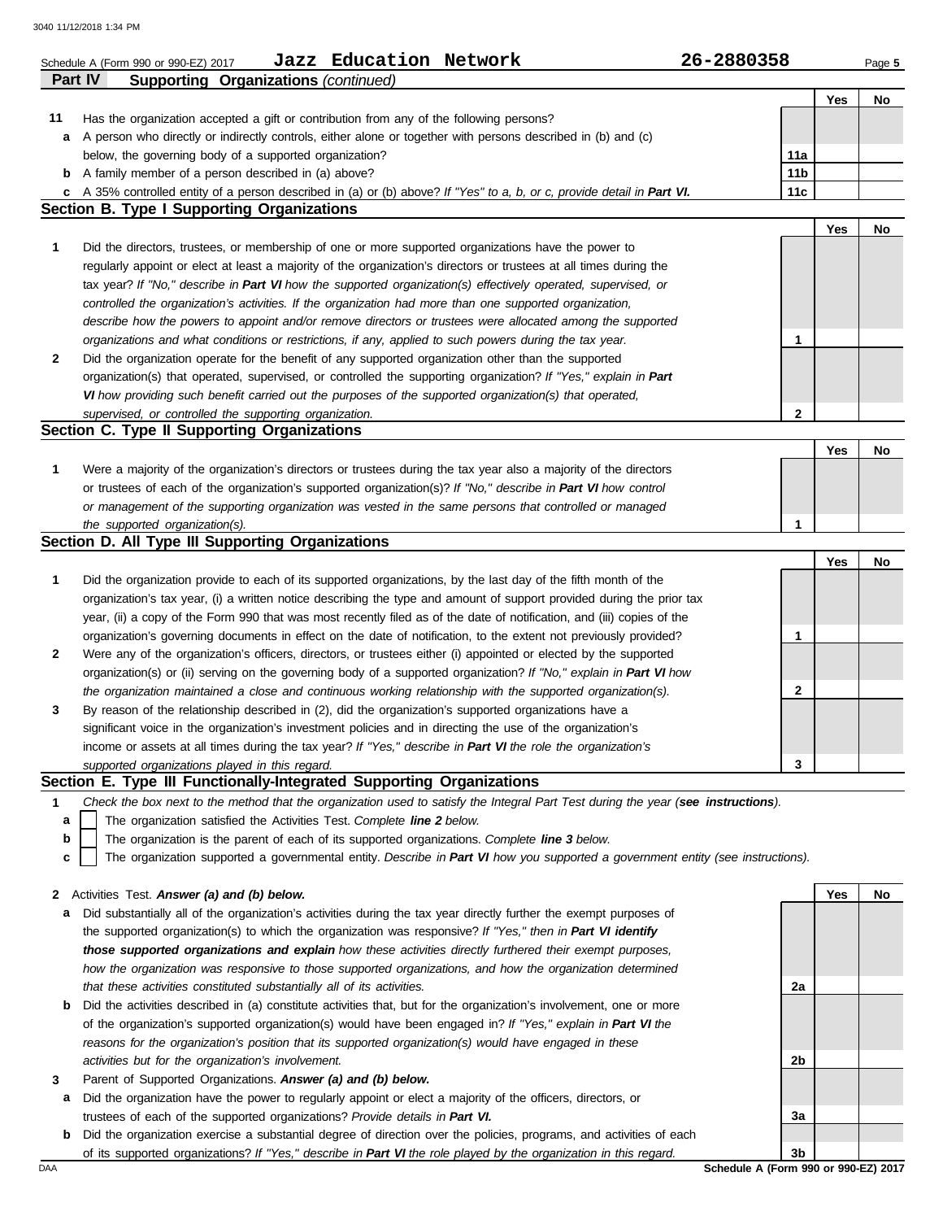Schedule A (Form 990 or 990-EZ) 2017 **Jazz Education Network** **26-2880358** Page **5**

## Part IV Supporting Organizations *(continued)*

| | | | Yes | No |
|---|---|---|---|---|
| **11** | Has the organization accepted a gift or contribution from any of the following persons? | | | |
| **a** | A person who directly or indirectly controls, either alone or with persons described in (b) and (c) below, the governing body of a supported organization? | 11a | | |
| **b** | A family member of a person described in (a) above? | 11b | | |
| **c** | A 35% controlled entity of a person described in (a) or (b) above? *If "Yes" to a, b, or c, provide detail in **Part VI.*** | 11c | | |

### Section B. Type I Supporting Organizations

| | | | Yes | No |
|---|---|---|---|---|
| **1** | Did the directors, trustees, or membership of one or more supported organizations have the power to regularly appoint or elect at least a majority of the organization's directors or trustees at all times during the tax year? *If "No," describe in **Part VI** how the supported organization(s) effectively operated, supervised, or controlled the organization's activities. If the organization had more than one supported organization, describe how the powers to appoint and/or remove directors or trustees were allocated among the supported organizations and what conditions or restrictions, if any, applied to such powers during the tax year.* | 1 | | |
| **2** | Did the organization operate for the benefit of any supported organization other than the supported organization(s) that operated, supervised, or controlled the supporting organization? *If "Yes," explain in **Part VI** how providing such benefit carried out the purposes of the supported organization(s) that operated, supervised, or controlled the supporting organization.* | 2 | | |

### Section C. Type II Supporting Organizations

| | | | Yes | No |
|---|---|---|---|---|
| **1** | Were a majority of the organization's directors or trustees during the tax year also a majority of the directors or trustees of each of the organization's supported organization(s)? *If "No," describe in **Part VI** how control or management of the supporting organization was vested in the same persons that controlled or managed the supported organization(s).* | 1 | | |

### Section D. All Type III Supporting Organizations

| | | | Yes | No |
|---|---|---|---|---|
| **1** | Did the organization provide to each of its supported organizations, by the last day of the fifth month of the organization's tax year, (i) a written notice describing the type and amount of support provided during the prior tax year, (ii) a copy of the Form 990 that was most recently filed as of the date of notification, and (iii) copies of the organization's governing documents in effect on the date of notification, to the extent not previously provided? | 1 | | |
| **2** | Were any of the organization's officers, directors, or trustees either (i) appointed or elected by the supported organization(s) or (ii) serving on the governing body of a supported organization? *If "No," explain in **Part VI** how the organization maintained a close and continuous working relationship with the supported organization(s).* | 2 | | |
| **3** | By reason of the relationship described in (2), did the organization's supported organizations have a significant voice in the organization's investment policies and in directing the use of the organization's income or assets at all times during the tax year? *If "Yes," describe in **Part VI** the role the organization's supported organizations played in this regard.* | 3 | | |

### Section E. Type III Functionally-Integrated Supporting Organizations

**1** *Check the box next to the method that the organization used to satisfy the Integral Part Test during the year (**see instructions**).*

- **a** ☐ The organization satisfied the Activities Test. *Complete **line 2** below.*
- **b** ☐ The organization is the parent of each of its supported organizations. *Complete **line 3** below.*
- **c** ☐ The organization supported a governmental entity. *Describe in **Part VI** how you supported a government entity (see instructions).*

| | | | Yes | No |
|---|---|---|---|---|
| **2** | Activities Test. ***Answer (a) and (b) below.*** | | | |
| **a** | Did substantially all of the organization's activities during the tax year directly further the exempt purposes of the supported organization(s) to which the organization was responsive? *If "Yes," then in **Part VI identify those supported organizations and explain** how these activities directly furthered their exempt purposes, how the organization was responsive to those supported organizations, and how the organization determined that these activities constituted substantially all of its activities.* | 2a | | |
| **b** | Did the activities described in (a) constitute activities that, but for the organization's involvement, one or more of the organization's supported organization(s) would have been engaged in? *If "Yes," explain in **Part VI** the reasons for the organization's position that its supported organization(s) would have engaged in these activities but for the organization's involvement.* | 2b | | |
| **3** | Parent of Supported Organizations. ***Answer (a) and (b) below.*** | | | |
| **a** | Did the organization have the power to regularly appoint or elect a majority of the officers, directors, or trustees of each of the supported organizations? *Provide details in **Part VI.*** | 3a | | |
| **b** | Did the organization exercise a substantial degree of direction over the policies, programs, and activities of each of its supported organizations? *If "Yes," describe in **Part VI** the role played by the organization in this regard.* | 3b | | |

**Schedule A (Form 990 or 990-EZ) 2017**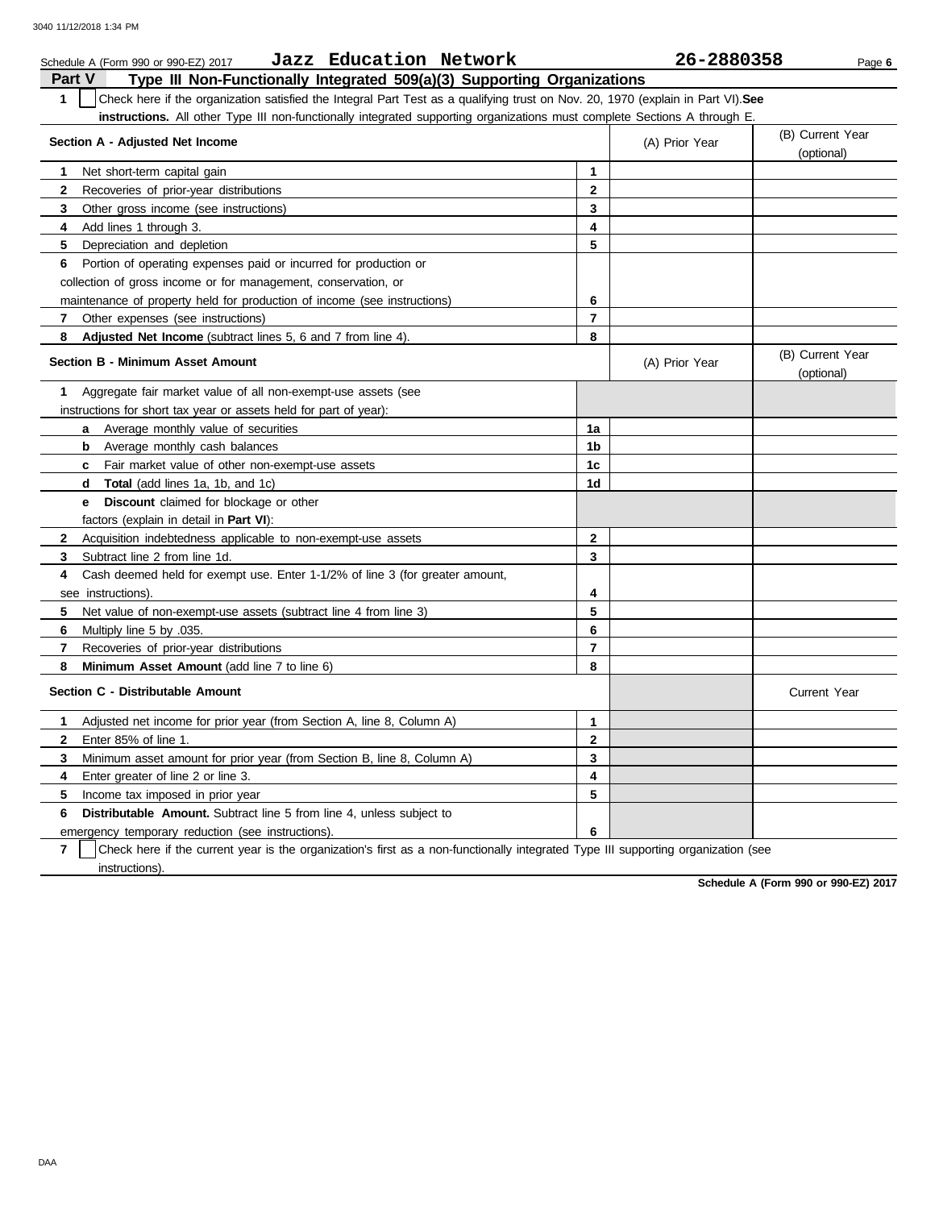Schedule A (Form 990 or 990-EZ) 2017 **Jazz Education Network** **26-2880358**

## Part V Type III Non-Functionally Integrated 509(a)(3) Supporting Organizations

**1** ☐ Check here if the organization satisfied the Integral Part Test as a qualifying trust on Nov. 20, 1970 (explain in Part VI). **See instructions.** All other Type III non-functionally integrated supporting organizations must complete Sections A through E.

| **Section A - Adjusted Net Income** | | (A) Prior Year | (B) Current Year (optional) |
|---|---|---|---|
| **1** Net short-term capital gain | **1** | | |
| **2** Recoveries of prior-year distributions | **2** | | |
| **3** Other gross income (see instructions) | **3** | | |
| **4** Add lines 1 through 3. | **4** | | |
| **5** Depreciation and depletion | **5** | | |
| **6** Portion of operating expenses paid or incurred for production or collection of gross income or for management, conservation, or maintenance of property held for production of income (see instructions) | **6** | | |
| **7** Other expenses (see instructions) | **7** | | |
| **8** **Adjusted Net Income** (subtract lines 5, 6 and 7 from line 4). | **8** | | |

| **Section B - Minimum Asset Amount** | | (A) Prior Year | (B) Current Year (optional) |
|---|---|---|---|
| **1** Aggregate fair market value of all non-exempt-use assets (see instructions for short tax year or assets held for part of year): | | | |
| **a** Average monthly value of securities | **1a** | | |
| **b** Average monthly cash balances | **1b** | | |
| **c** Fair market value of other non-exempt-use assets | **1c** | | |
| **d** **Total** (add lines 1a, 1b, and 1c) | **1d** | | |
| **e** **Discount** claimed for blockage or other factors (explain in detail in **Part VI**): | | | |
| **2** Acquisition indebtedness applicable to non-exempt-use assets | **2** | | |
| **3** Subtract line 2 from line 1d. | **3** | | |
| **4** Cash deemed held for exempt use. Enter 1-1/2% of line 3 (for greater amount, see instructions). | **4** | | |
| **5** Net value of non-exempt-use assets (subtract line 4 from line 3) | **5** | | |
| **6** Multiply line 5 by .035. | **6** | | |
| **7** Recoveries of prior-year distributions | **7** | | |
| **8** **Minimum Asset Amount** (add line 7 to line 6) | **8** | | |

| **Section C - Distributable Amount** | | | Current Year |
|---|---|---|---|
| **1** Adjusted net income for prior year (from Section A, line 8, Column A) | **1** | | |
| **2** Enter 85% of line 1. | **2** | | |
| **3** Minimum asset amount for prior year (from Section B, line 8, Column A) | **3** | | |
| **4** Enter greater of line 2 or line 3. | **4** | | |
| **5** Income tax imposed in prior year | **5** | | |
| **6** **Distributable Amount.** Subtract line 5 from line 4, unless subject to emergency temporary reduction (see instructions). | **6** | | |

**7** ☐ Check here if the current year is the organization's first as a non-functionally integrated Type III supporting organization (see instructions).

**Schedule A (Form 990 or 990-EZ) 2017**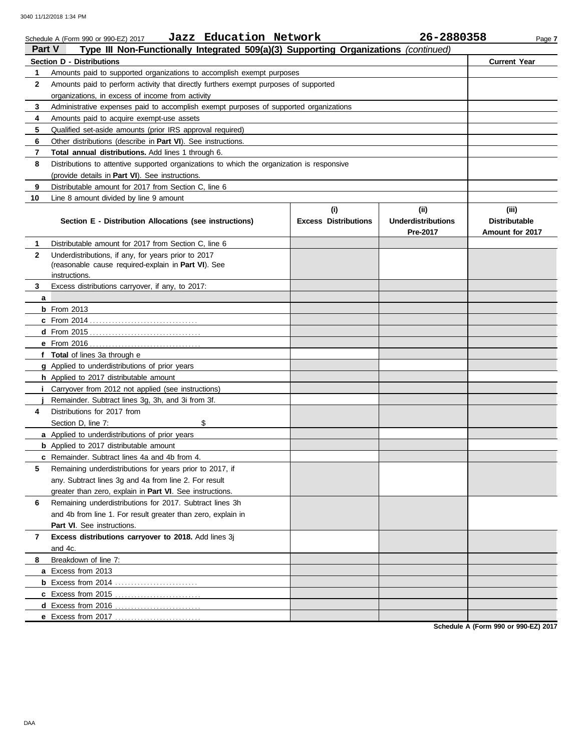Schedule A (Form 990 or 990-EZ) 2017 **Jazz Education Network** **26-2880358**

**Part V** **Type III Non-Functionally Integrated 509(a)(3) Supporting Organizations** *(continued)*

| **Section D - Distributions** | | **Current Year** |
|---|---|---|
| 1 | Amounts paid to supported organizations to accomplish exempt purposes | |
| 2 | Amounts paid to perform activity that directly furthers exempt purposes of supported organizations, in excess of income from activity | |
| 3 | Administrative expenses paid to accomplish exempt purposes of supported organizations | |
| 4 | Amounts paid to acquire exempt-use assets | |
| 5 | Qualified set-aside amounts (prior IRS approval required) | |
| 6 | Other distributions (describe in **Part VI**). See instructions. | |
| 7 | **Total annual distributions.** Add lines 1 through 6. | |
| 8 | Distributions to attentive supported organizations to which the organization is responsive (provide details in **Part VI**). See instructions. | |
| 9 | Distributable amount for 2017 from Section C, line 6 | |
| 10 | Line 8 amount divided by line 9 amount | |

| | **Section E - Distribution Allocations (see instructions)** | **(i) Excess Distributions** | **(ii) Underdistributions Pre-2017** | **(iii) Distributable Amount for 2017** |
|---|---|---|---|---|
| 1 | Distributable amount for 2017 from Section C, line 6 | | | |
| 2 | Underdistributions, if any, for years prior to 2017 (reasonable cause required-explain in **Part VI**). See instructions. | | | |
| 3 | Excess distributions carryover, if any, to 2017: | | | |
| a | | | | |
| b | From 2013 | | | |
| c | From 2014 | | | |
| d | From 2015 | | | |
| e | From 2016 | | | |
| f | **Total** of lines 3a through e | | | |
| g | Applied to underdistributions of prior years | | | |
| h | Applied to 2017 distributable amount | | | |
| i | Carryover from 2012 not applied (see instructions) | | | |
| j | Remainder. Subtract lines 3g, 3h, and 3i from 3f. | | | |
| 4 | Distributions for 2017 from Section D, line 7: $ | | | |
| a | Applied to underdistributions of prior years | | | |
| b | Applied to 2017 distributable amount | | | |
| c | Remainder. Subtract lines 4a and 4b from 4. | | | |
| 5 | Remaining underdistributions for years prior to 2017, if any. Subtract lines 3g and 4a from line 2. For result greater than zero, explain in **Part VI**. See instructions. | | | |
| 6 | Remaining underdistributions for 2017. Subtract lines 3h and 4b from line 1. For result greater than zero, explain in **Part VI**. See instructions. | | | |
| 7 | **Excess distributions carryover to 2018.** Add lines 3j and 4c. | | | |
| 8 | Breakdown of line 7: | | | |
| a | Excess from 2013 | | | |
| b | Excess from 2014 | | | |
| c | Excess from 2015 | | | |
| d | Excess from 2016 | | | |
| e | Excess from 2017 | | | |

**Schedule A (Form 990 or 990-EZ) 2017**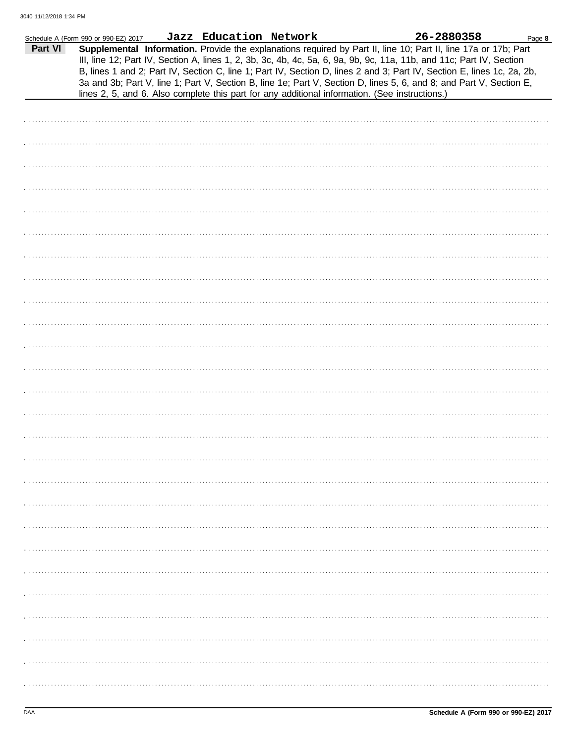Schedule A (Form 990 or 990-EZ) 2017 **Jazz Education Network** **26-2880358** Page **8**

**Part VI** **Supplemental Information.** Provide the explanations required by Part II, line 10; Part II, line 17a or 17b; Part III, line 12; Part IV, Section A, lines 1, 2, 3b, 3c, 4b, 4c, 5a, 6, 9a, 9b, 9c, 11a, 11b, and 11c; Part IV, Section B, lines 1 and 2; Part IV, Section C, line 1; Part IV, Section D, lines 2 and 3; Part IV, Section E, lines 1c, 2a, 2b, 3a and 3b; Part V, line 1; Part V, Section B, line 1e; Part V, Section D, lines 5, 6, and 8; and Part V, Section E, lines 2, 5, and 6. Also complete this part for any additional information. (See instructions.)

DAA **Schedule A (Form 990 or 990-EZ) 2017**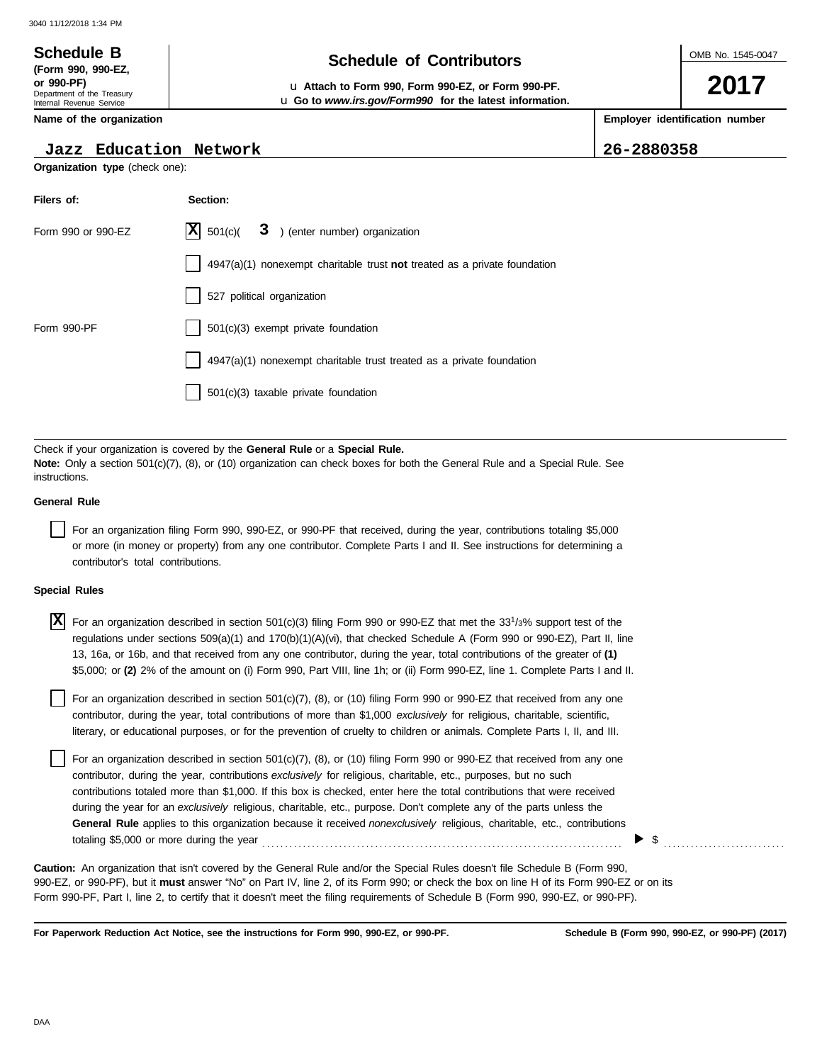**Schedule B**
**(Form 990, 990-EZ, or 990-PF)**
Department of the Treasury
Internal Revenue Service

# Schedule of Contributors

u **Attach to Form 990, Form 990-EZ, or Form 990-PF.**
u **Go to *www.irs.gov/Form990* for the latest information.**

OMB No. 1545-0047

**2017**

| **Name of the organization** | **Employer identification number** |
|---|---|
| Jazz Education Network | 26-2880358 |

**Organization type** (check one):

| **Filers of:** | **Section:** |
|---|---|
| Form 990 or 990-EZ | [X] 501(c)( 3 ) (enter number) organization |
| | [ ] 4947(a)(1) nonexempt charitable trust **not** treated as a private foundation |
| | [ ] 527 political organization |
| Form 990-PF | [ ] 501(c)(3) exempt private foundation |
| | [ ] 4947(a)(1) nonexempt charitable trust treated as a private foundation |
| | [ ] 501(c)(3) taxable private foundation |

Check if your organization is covered by the **General Rule** or a **Special Rule.**
**Note:** Only a section 501(c)(7), (8), or (10) organization can check boxes for both the General Rule and a Special Rule. See instructions.

**General Rule**

[ ] For an organization filing Form 990, 990-EZ, or 990-PF that received, during the year, contributions totaling $5,000 or more (in money or property) from any one contributor. Complete Parts I and II. See instructions for determining a contributor's total contributions.

**Special Rules**

[X] For an organization described in section 501(c)(3) filing Form 990 or 990-EZ that met the 33 1/3% support test of the regulations under sections 509(a)(1) and 170(b)(1)(A)(vi), that checked Schedule A (Form 990 or 990-EZ), Part II, line 13, 16a, or 16b, and that received from any one contributor, during the year, total contributions of the greater of **(1)** $5,000; or **(2)** 2% of the amount on (i) Form 990, Part VIII, line 1h; or (ii) Form 990-EZ, line 1. Complete Parts I and II.

[ ] For an organization described in section 501(c)(7), (8), or (10) filing Form 990 or 990-EZ that received from any one contributor, during the year, total contributions of more than $1,000 *exclusively* for religious, charitable, scientific, literary, or educational purposes, or for the prevention of cruelty to children or animals. Complete Parts I, II, and III.

[ ] For an organization described in section 501(c)(7), (8), or (10) filing Form 990 or 990-EZ that received from any one contributor, during the year, contributions *exclusively* for religious, charitable, etc., purposes, but no such contributions totaled more than $1,000. If this box is checked, enter here the total contributions that were received during the year for an *exclusively* religious, charitable, etc., purpose. Don't complete any of the parts unless the **General Rule** applies to this organization because it received *nonexclusively* religious, charitable, etc., contributions totaling $5,000 or more during the year ........ ▶ $ ..........

**Caution:** An organization that isn't covered by the General Rule and/or the Special Rules doesn't file Schedule B (Form 990, 990-EZ, or 990-PF), but it **must** answer "No" on Part IV, line 2, of its Form 990; or check the box on line H of its Form 990-EZ or on its Form 990-PF, Part I, line 2, to certify that it doesn't meet the filing requirements of Schedule B (Form 990, 990-EZ, or 990-PF).

**For Paperwork Reduction Act Notice, see the instructions for Form 990, 990-EZ, or 990-PF.** **Schedule B (Form 990, 990-EZ, or 990-PF) (2017)**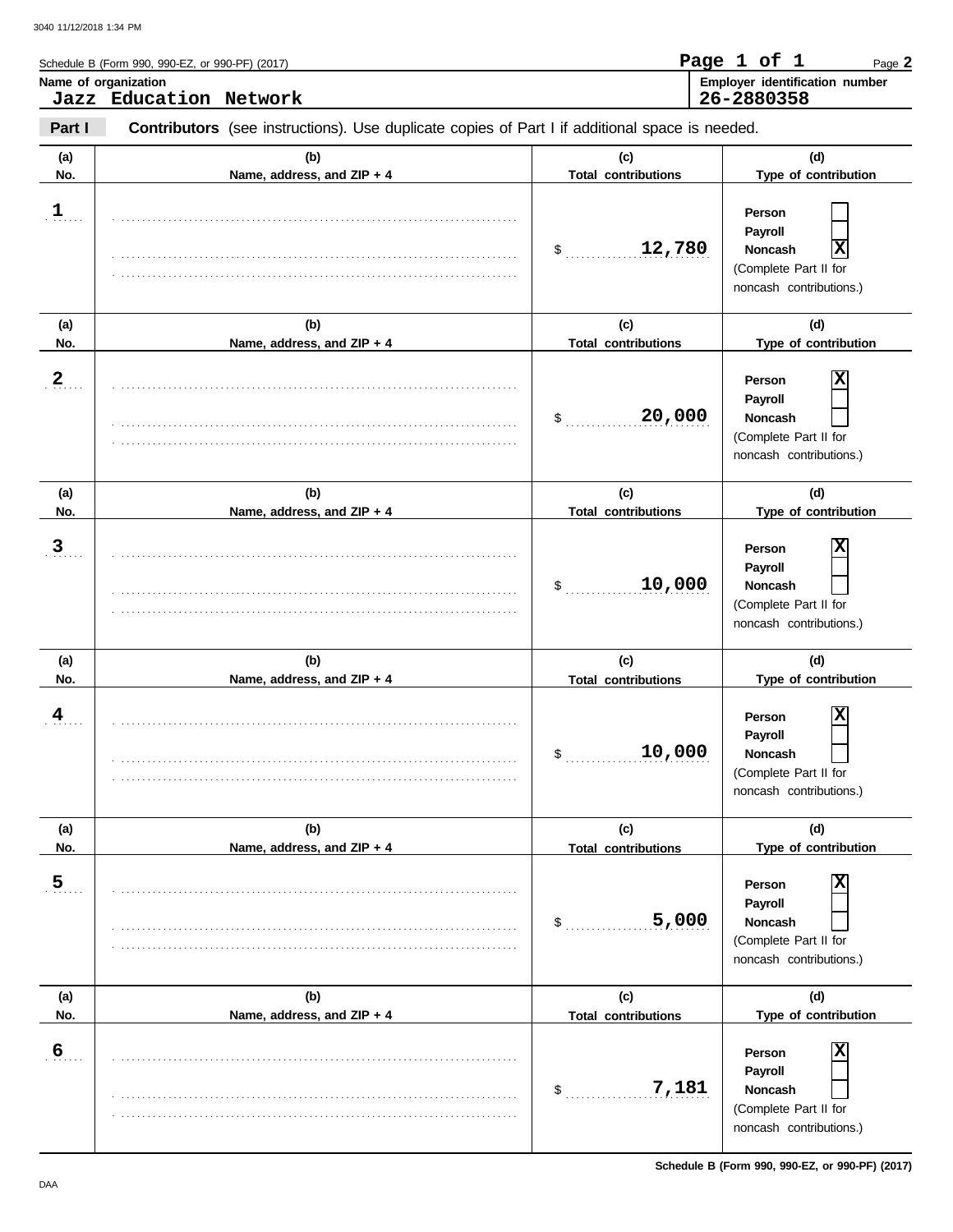Schedule B (Form 990, 990-EZ, or 990-PF) (2017)

**Name of organization**
Jazz Education Network

**Employer identification number**
26-2880358

**Part I** **Contributors** (see instructions). Use duplicate copies of Part I if additional space is needed.

| (a) No. | (b) Name, address, and ZIP + 4 | (c) Total contributions | (d) Type of contribution |
|---|---|---|---|
| 1 | | $ 12,780 | Person [ ] Payroll [ ] Noncash [X] (Complete Part II for noncash contributions.) |
| 2 | | $ 20,000 | Person [X] Payroll [ ] Noncash [ ] (Complete Part II for noncash contributions.) |
| 3 | | $ 10,000 | Person [X] Payroll [ ] Noncash [ ] (Complete Part II for noncash contributions.) |
| 4 | | $ 10,000 | Person [X] Payroll [ ] Noncash [ ] (Complete Part II for noncash contributions.) |
| 5 | | $ 5,000 | Person [X] Payroll [ ] Noncash [ ] (Complete Part II for noncash contributions.) |
| 6 | | $ 7,181 | Person [X] Payroll [ ] Noncash [ ] (Complete Part II for noncash contributions.) |

Schedule B (Form 990, 990-EZ, or 990-PF) (2017)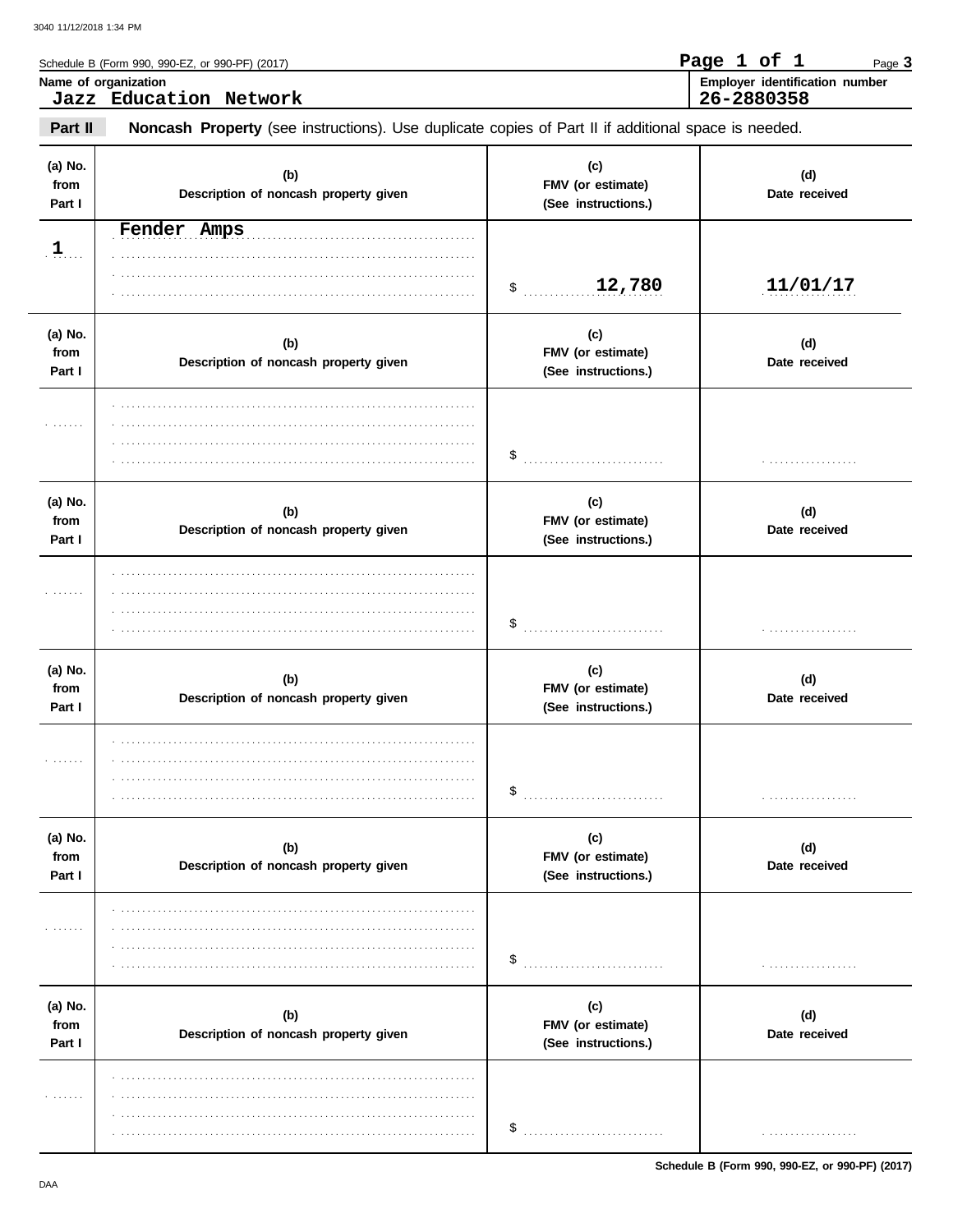Schedule B (Form 990, 990-EZ, or 990-PF) (2017)

Page 1 of 1

**Name of organization**
Jazz Education Network

**Employer identification number**
26-2880358

**Part II** **Noncash Property** (see instructions). Use duplicate copies of Part II if additional space is needed.

| (a) No. from Part I | (b) Description of noncash property given | (c) FMV (or estimate) (See instructions.) | (d) Date received |
|---|---|---|---|
| 1 | Fender Amps | $ 12,780 | 11/01/17 |

| (a) No. from Part I | (b) Description of noncash property given | (c) FMV (or estimate) (See instructions.) | (d) Date received |
|---|---|---|---|
| | | $ | |

| (a) No. from Part I | (b) Description of noncash property given | (c) FMV (or estimate) (See instructions.) | (d) Date received |
|---|---|---|---|
| | | $ | |

| (a) No. from Part I | (b) Description of noncash property given | (c) FMV (or estimate) (See instructions.) | (d) Date received |
|---|---|---|---|
| | | $ | |

| (a) No. from Part I | (b) Description of noncash property given | (c) FMV (or estimate) (See instructions.) | (d) Date received |
|---|---|---|---|
| | | $ | |

| (a) No. from Part I | (b) Description of noncash property given | (c) FMV (or estimate) (See instructions.) | (d) Date received |
|---|---|---|---|
| | | $ | |

Schedule B (Form 990, 990-EZ, or 990-PF) (2017)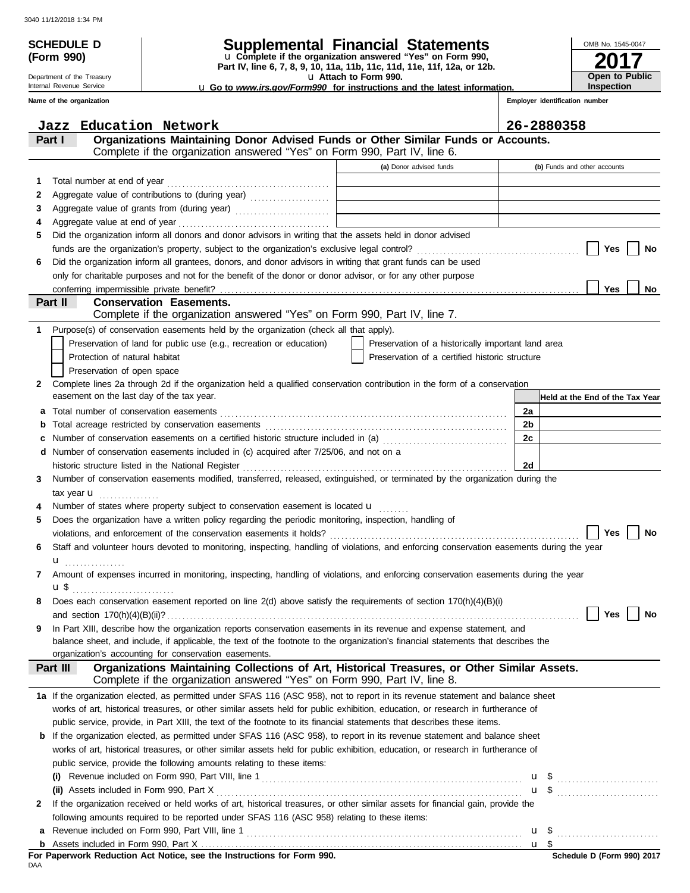3040 11/12/2018 1:34 PM

**SCHEDULE D (Form 990)**

Department of the Treasury
Internal Revenue Service

# Supplemental Financial Statements

u **Complete if the organization answered "Yes" on Form 990, Part IV, line 6, 7, 8, 9, 10, 11a, 11b, 11c, 11d, 11e, 11f, 12a, or 12b.**
u **Attach to Form 990.**
u **Go to *www.irs.gov/Form990* for instructions and the latest information.**

OMB No. 1545-0047

**2017**

**Open to Public Inspection**

**Name of the organization:** Jazz Education Network

**Employer identification number:** 26-2880358

## Part I — Organizations Maintaining Donor Advised Funds or Other Similar Funds or Accounts.
Complete if the organization answered "Yes" on Form 990, Part IV, line 6.

| | | (a) Donor advised funds | (b) Funds and other accounts |
|---|---|---|---|
| 1 | Total number at end of year | | |
| 2 | Aggregate value of contributions to (during year) | | |
| 3 | Aggregate value of grants from (during year) | | |
| 4 | Aggregate value at end of year | | |

5 Did the organization inform all donors and donor advisors in writing that the assets held in donor advised funds are the organization's property, subject to the organization's exclusive legal control? ☐ Yes ☐ No

6 Did the organization inform all grantees, donors, and donor advisors in writing that grant funds can be used only for charitable purposes and not for the benefit of the donor or donor advisor, or for any other purpose conferring impermissible private benefit? ☐ Yes ☐ No

## Part II — Conservation Easements.
Complete if the organization answered "Yes" on Form 990, Part IV, line 7.

1 Purpose(s) of conservation easements held by the organization (check all that apply).

- ☐ Preservation of land for public use (e.g., recreation or education)
- ☐ Protection of natural habitat
- ☐ Preservation of open space
- ☐ Preservation of a historically important land area
- ☐ Preservation of a certified historic structure

2 Complete lines 2a through 2d if the organization held a qualified conservation contribution in the form of a conservation easement on the last day of the tax year.

| | | | Held at the End of the Tax Year |
|---|---|---|---|
| a | Total number of conservation easements | 2a | |
| b | Total acreage restricted by conservation easements | 2b | |
| c | Number of conservation easements on a certified historic structure included in (a) | 2c | |
| d | Number of conservation easements included in (c) acquired after 7/25/06, and not on a historic structure listed in the National Register | 2d | |

3 Number of conservation easements modified, transferred, released, extinguished, or terminated by the organization during the tax year u

4 Number of states where property subject to conservation easement is located u

5 Does the organization have a written policy regarding the periodic monitoring, inspection, handling of violations, and enforcement of the conservation easements it holds? ☐ Yes ☐ No

6 Staff and volunteer hours devoted to monitoring, inspecting, handling of violations, and enforcing conservation easements during the year u

7 Amount of expenses incurred in monitoring, inspecting, handling of violations, and enforcing conservation easements during the year u $

8 Does each conservation easement reported on line 2(d) above satisfy the requirements of section 170(h)(4)(B)(i) and section 170(h)(4)(B)(ii)? ☐ Yes ☐ No

9 In Part XIII, describe how the organization reports conservation easements in its revenue and expense statement, and balance sheet, and include, if applicable, the text of the footnote to the organization's financial statements that describes the organization's accounting for conservation easements.

## Part III — Organizations Maintaining Collections of Art, Historical Treasures, or Other Similar Assets.
Complete if the organization answered "Yes" on Form 990, Part IV, line 8.

1a If the organization elected, as permitted under SFAS 116 (ASC 958), not to report in its revenue statement and balance sheet works of art, historical treasures, or other similar assets held for public exhibition, education, or research in furtherance of public service, provide, in Part XIII, the text of the footnote to its financial statements that describes these items.

b If the organization elected, as permitted under SFAS 116 (ASC 958), to report in its revenue statement and balance sheet works of art, historical treasures, or other similar assets held for public exhibition, education, or research in furtherance of public service, provide the following amounts relating to these items:

(i) Revenue included on Form 990, Part VIII, line 1 u $

(ii) Assets included in Form 990, Part X u $

2 If the organization received or held works of art, historical treasures, or other similar assets for financial gain, provide the following amounts required to be reported under SFAS 116 (ASC 958) relating to these items:

a Revenue included on Form 990, Part VIII, line 1 u $

b Assets included in Form 990, Part X u $

**For Paperwork Reduction Act Notice, see the Instructions for Form 990.**

DAA

**Schedule D (Form 990) 2017**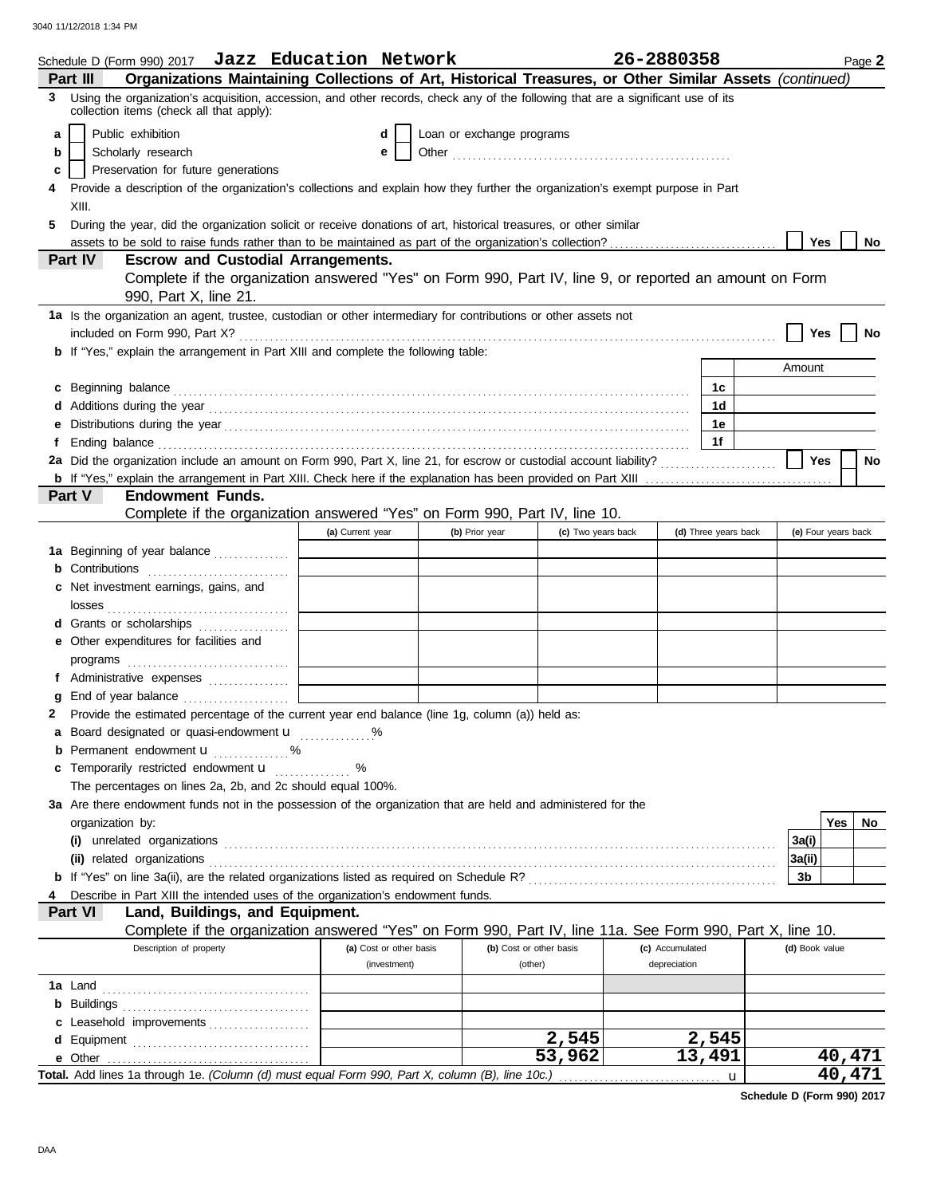Schedule D (Form 990) 2017 **Jazz Education Network** **26-2880358** Page **2**

## Part III Organizations Maintaining Collections of Art, Historical Treasures, or Other Similar Assets *(continued)*

**3** Using the organization's acquisition, accession, and other records, check any of the following that are a significant use of its collection items (check all that apply):

- **a** ☐ Public exhibition
- **b** ☐ Scholarly research
- **c** ☐ Preservation for future generations
- **d** ☐ Loan or exchange programs
- **e** ☐ Other

**4** Provide a description of the organization's collections and explain how they further the organization's exempt purpose in Part XIII.

**5** During the year, did the organization solicit or receive donations of art, historical treasures, or other similar assets to be sold to raise funds rather than to be maintained as part of the organization's collection? ☐ Yes ☐ No

## Part IV Escrow and Custodial Arrangements.

Complete if the organization answered "Yes" on Form 990, Part IV, line 9, or reported an amount on Form 990, Part X, line 21.

**1a** Is the organization an agent, trustee, custodian or other intermediary for contributions or other assets not included on Form 990, Part X? ☐ Yes ☐ No

**b** If "Yes," explain the arrangement in Part XIII and complete the following table:

| | | Amount |
|---|---|---|
| **c** Beginning balance | 1c | |
| **d** Additions during the year | 1d | |
| **e** Distributions during the year | 1e | |
| **f** Ending balance | 1f | |

**2a** Did the organization include an amount on Form 990, Part X, line 21, for escrow or custodial account liability? ☐ Yes ☐ No

**b** If "Yes," explain the arrangement in Part XIII. Check here if the explanation has been provided on Part XIII ☐

## Part V Endowment Funds.

Complete if the organization answered "Yes" on Form 990, Part IV, line 10.

| | (a) Current year | (b) Prior year | (c) Two years back | (d) Three years back | (e) Four years back |
|---|---|---|---|---|---|
| **1a** Beginning of year balance | | | | | |
| **b** Contributions | | | | | |
| **c** Net investment earnings, gains, and losses | | | | | |
| **d** Grants or scholarships | | | | | |
| **e** Other expenditures for facilities and programs | | | | | |
| **f** Administrative expenses | | | | | |
| **g** End of year balance | | | | | |

**2** Provide the estimated percentage of the current year end balance (line 1g, column (a)) held as:

- **a** Board designated or quasi-endowment u ............%
- **b** Permanent endowment u ............%
- **c** Temporarily restricted endowment u ............%

The percentages on lines 2a, 2b, and 2c should equal 100%.

**3a** Are there endowment funds not in the possession of the organization that are held and administered for the organization by:

| | | Yes | No |
|---|---|---|---|
| **(i)** unrelated organizations | 3a(i) | | |
| **(ii)** related organizations | 3a(ii) | | |
| **b** If "Yes" on line 3a(ii), are the related organizations listed as required on Schedule R? | 3b | | |

**4** Describe in Part XIII the intended uses of the organization's endowment funds.

## Part VI Land, Buildings, and Equipment.

Complete if the organization answered "Yes" on Form 990, Part IV, line 11a. See Form 990, Part X, line 10.

| Description of property | (a) Cost or other basis (investment) | (b) Cost or other basis (other) | (c) Accumulated depreciation | (d) Book value |
|---|---|---|---|---|
| **1a** Land | | | | |
| **b** Buildings | | | | |
| **c** Leasehold improvements | | | | |
| **d** Equipment | | 2,545 | 2,545 | |
| **e** Other | | 53,962 | 13,491 | 40,471 |
| **Total.** Add lines 1a through 1e. *(Column (d) must equal Form 990, Part X, column (B), line 10c.)* u | | | | 40,471 |

**Schedule D (Form 990) 2017**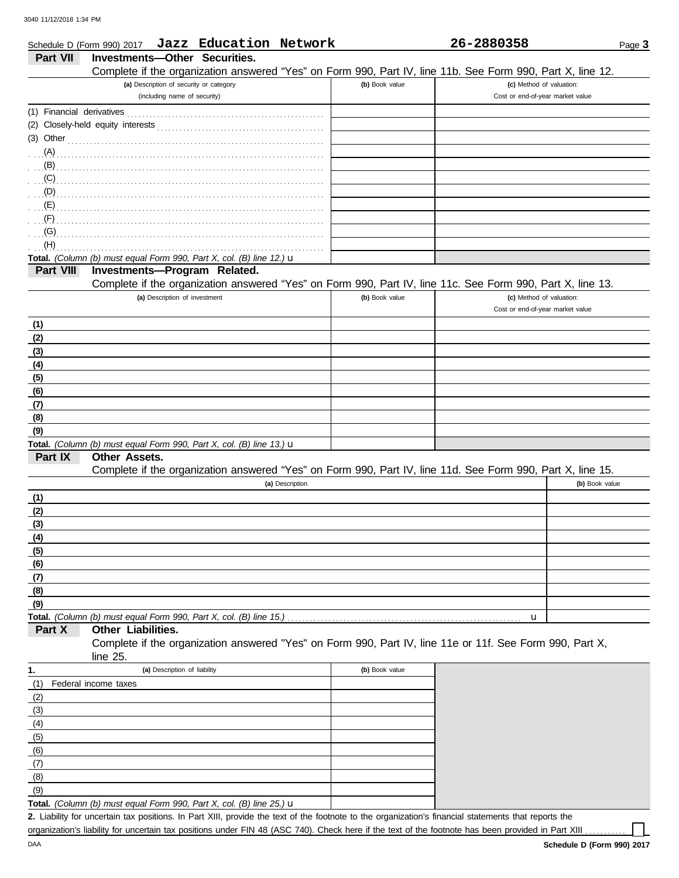Schedule D (Form 990) 2017 **Jazz Education Network** **26-2880358**

## Part VII Investments—Other Securities.

Complete if the organization answered "Yes" on Form 990, Part IV, line 11b. See Form 990, Part X, line 12.

| (a) Description of security or category (including name of security) | (b) Book value | (c) Method of valuation: Cost or end-of-year market value |
|---|---|---|
| (1) Financial derivatives | | |
| (2) Closely-held equity interests | | |
| (3) Other | | |
| (A) | | |
| (B) | | |
| (C) | | |
| (D) | | |
| (E) | | |
| (F) | | |
| (G) | | |
| (H) | | |
| **Total.** *(Column (b) must equal Form 990, Part X, col. (B) line 12.)* u | | |

## Part VIII Investments—Program Related.

Complete if the organization answered "Yes" on Form 990, Part IV, line 11c. See Form 990, Part X, line 13.

| (a) Description of investment | (b) Book value | (c) Method of valuation: Cost or end-of-year market value |
|---|---|---|
| (1) | | |
| (2) | | |
| (3) | | |
| (4) | | |
| (5) | | |
| (6) | | |
| (7) | | |
| (8) | | |
| (9) | | |
| **Total.** *(Column (b) must equal Form 990, Part X, col. (B) line 13.)* u | | |

## Part IX Other Assets.

Complete if the organization answered "Yes" on Form 990, Part IV, line 11d. See Form 990, Part X, line 15.

| (a) Description | (b) Book value |
|---|---|
| (1) | |
| (2) | |
| (3) | |
| (4) | |
| (5) | |
| (6) | |
| (7) | |
| (8) | |
| (9) | |
| **Total.** *(Column (b) must equal Form 990, Part X, col. (B) line 15.)* u | |

## Part X Other Liabilities.

Complete if the organization answered "Yes" on Form 990, Part IV, line 11e or 11f. See Form 990, Part X, line 25.

| 1. (a) Description of liability | (b) Book value |
|---|---|
| (1) Federal income taxes | |
| (2) | |
| (3) | |
| (4) | |
| (5) | |
| (6) | |
| (7) | |
| (8) | |
| (9) | |
| **Total.** *(Column (b) must equal Form 990, Part X, col. (B) line 25.)* u | |

**2.** Liability for uncertain tax positions. In Part XIII, provide the text of the footnote to the organization's financial statements that reports the organization's liability for uncertain tax positions under FIN 48 (ASC 740). Check here if the text of the footnote has been provided in Part XIII ☐

Schedule D (Form 990) 2017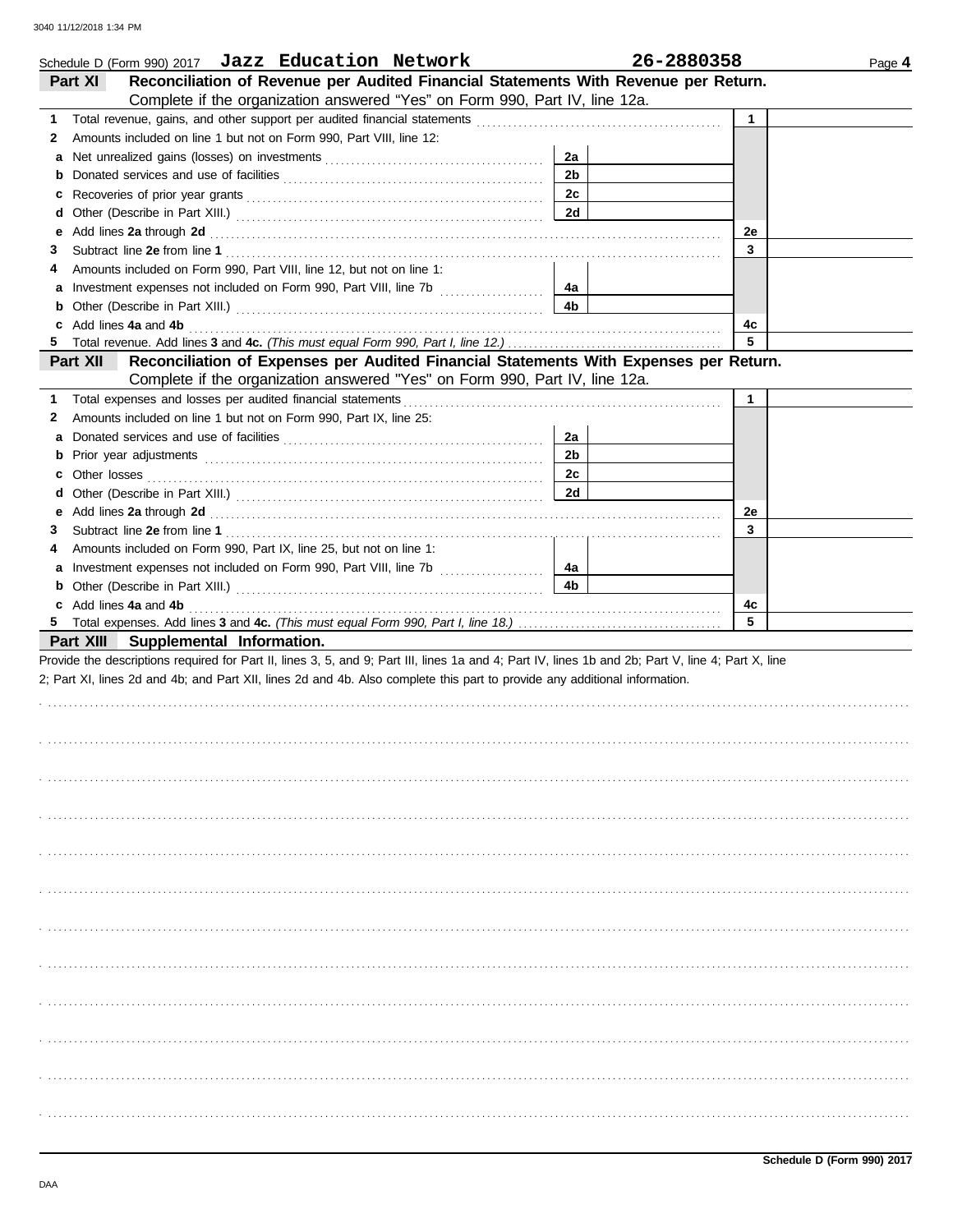Schedule D (Form 990) 2017 **Jazz Education Network** **26-2880358** Page **4**

## Part XI Reconciliation of Revenue per Audited Financial Statements With Revenue per Return.

Complete if the organization answered "Yes" on Form 990, Part IV, line 12a.

| | | | | | |
|---|---|---|---|---|---|
| **1** | Total revenue, gains, and other support per audited financial statements | | | **1** | |
| **2** | Amounts included on line 1 but not on Form 990, Part VIII, line 12: | | | | |
| **a** | Net unrealized gains (losses) on investments | **2a** | | | |
| **b** | Donated services and use of facilities | **2b** | | | |
| **c** | Recoveries of prior year grants | **2c** | | | |
| **d** | Other (Describe in Part XIII.) | **2d** | | | |
| **e** | Add lines **2a** through **2d** | | | **2e** | |
| **3** | Subtract line **2e** from line **1** | | | **3** | |
| **4** | Amounts included on Form 990, Part VIII, line 12, but not on line 1: | | | | |
| **a** | Investment expenses not included on Form 990, Part VIII, line 7b | **4a** | | | |
| **b** | Other (Describe in Part XIII.) | **4b** | | | |
| **c** | Add lines **4a** and **4b** | | | **4c** | |
| **5** | Total revenue. Add lines **3** and **4c.** *(This must equal Form 990, Part I, line 12.)* | | | **5** | |

## Part XII Reconciliation of Expenses per Audited Financial Statements With Expenses per Return.

Complete if the organization answered "Yes" on Form 990, Part IV, line 12a.

| | | | | | |
|---|---|---|---|---|---|
| **1** | Total expenses and losses per audited financial statements | | | **1** | |
| **2** | Amounts included on line 1 but not on Form 990, Part IX, line 25: | | | | |
| **a** | Donated services and use of facilities | **2a** | | | |
| **b** | Prior year adjustments | **2b** | | | |
| **c** | Other losses | **2c** | | | |
| **d** | Other (Describe in Part XIII.) | **2d** | | | |
| **e** | Add lines **2a** through **2d** | | | **2e** | |
| **3** | Subtract line **2e** from line **1** | | | **3** | |
| **4** | Amounts included on Form 990, Part IX, line 25, but not on line 1: | | | | |
| **a** | Investment expenses not included on Form 990, Part VIII, line 7b | **4a** | | | |
| **b** | Other (Describe in Part XIII.) | **4b** | | | |
| **c** | Add lines **4a** and **4b** | | | **4c** | |
| **5** | Total expenses. Add lines **3** and **4c.** *(This must equal Form 990, Part I, line 18.)* | | | **5** | |

## Part XIII Supplemental Information.

Provide the descriptions required for Part II, lines 3, 5, and 9; Part III, lines 1a and 4; Part IV, lines 1b and 2b; Part V, line 4; Part X, line 2; Part XI, lines 2d and 4b; and Part XII, lines 2d and 4b. Also complete this part to provide any additional information.

**Schedule D (Form 990) 2017**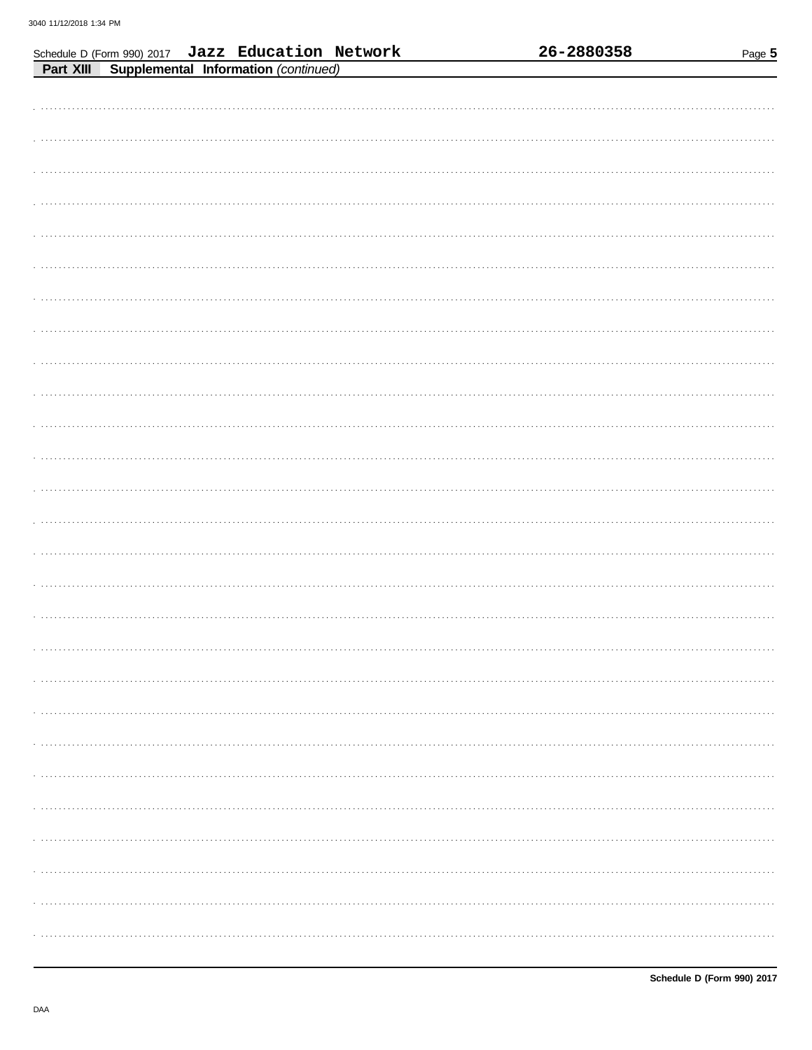Schedule D (Form 990) 2017 **Jazz Education Network** **26-2880358**

**Part XIII** **Supplemental Information** *(continued)*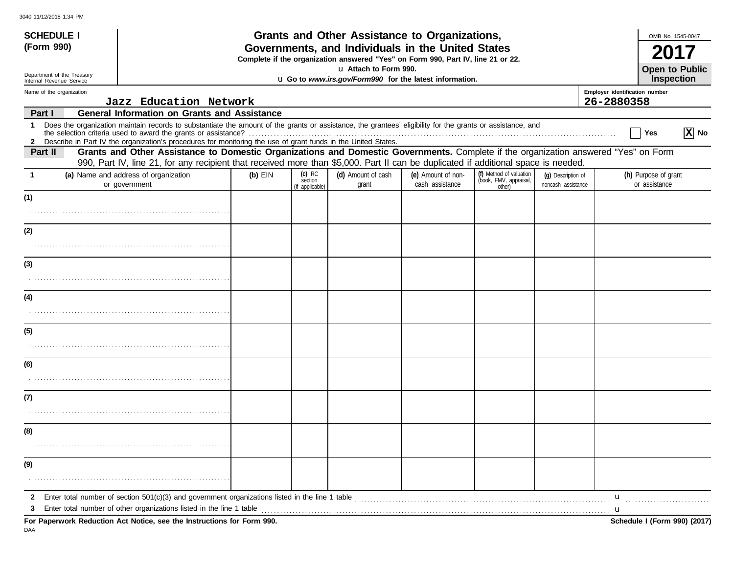**SCHEDULE I**
**(Form 990)**

Department of the Treasury
Internal Revenue Service

# Grants and Other Assistance to Organizations, Governments, and Individuals in the United States

**Complete if the organization answered "Yes" on Form 990, Part IV, line 21 or 22.**

u Attach to Form 990.

u **Go to *www.irs.gov/Form990* for the latest information.**

OMB No. 1545-0047

**2017**

**Open to Public Inspection**

Name of the organization: Jazz Education Network

Employer identification number: 26-2880358

## Part I — General Information on Grants and Assistance

1 Does the organization maintain records to substantiate the amount of the grants or assistance, the grantees' eligibility for the grants or assistance, and the selection criteria used to award the grants or assistance? ☐ Yes ☒ No

2 Describe in Part IV the organization's procedures for monitoring the use of grant funds in the United States.

## Part II — Grants and Other Assistance to Domestic Organizations and Domestic Governments.

Complete if the organization answered "Yes" on Form 990, Part IV, line 21, for any recipient that received more than $5,000. Part II can be duplicated if additional space is needed.

| 1 (a) Name and address of organization or government | (b) EIN | (c) IRC section (if applicable) | (d) Amount of cash grant | (e) Amount of non-cash assistance | (f) Method of valuation (book, FMV, appraisal, other) | (g) Description of noncash assistance | (h) Purpose of grant or assistance |
|---|---|---|---|---|---|---|---|
| (1) | | | | | | | |
| (2) | | | | | | | |
| (3) | | | | | | | |
| (4) | | | | | | | |
| (5) | | | | | | | |
| (6) | | | | | | | |
| (7) | | | | | | | |
| (8) | | | | | | | |
| (9) | | | | | | | |

2 Enter total number of section 501(c)(3) and government organizations listed in the line 1 table u

3 Enter total number of other organizations listed in the line 1 table u

**For Paperwork Reduction Act Notice, see the Instructions for Form 990.**

DAA

**Schedule I (Form 990) (2017)**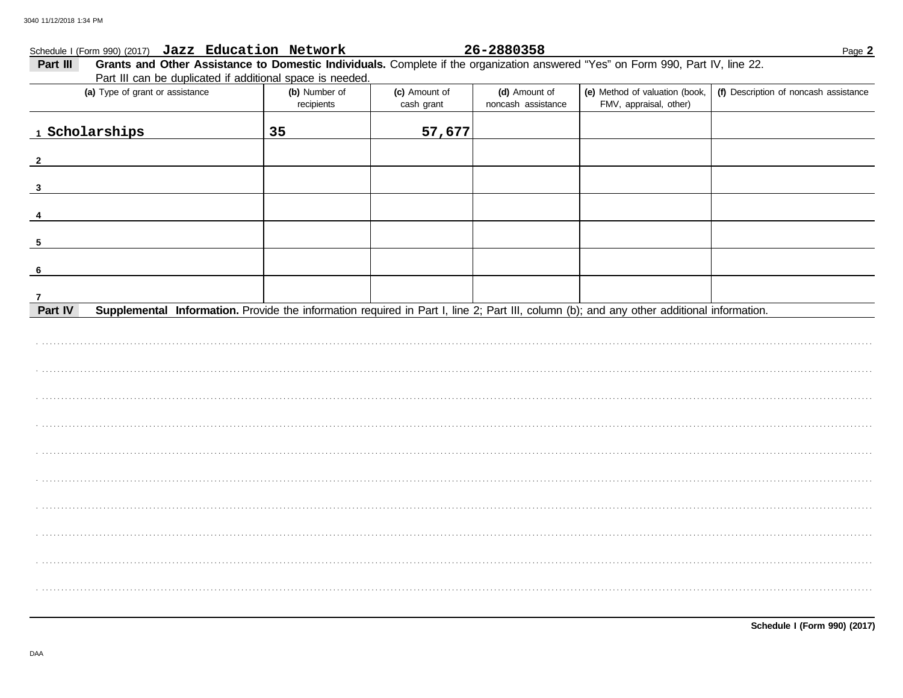Schedule I (Form 990) (2017) **Jazz Education Network** **26-2880358** Page **2**

**Part III** **Grants and Other Assistance to Domestic Individuals.** Complete if the organization answered "Yes" on Form 990, Part IV, line 22. Part III can be duplicated if additional space is needed.

| | (a) Type of grant or assistance | (b) Number of recipients | (c) Amount of cash grant | (d) Amount of noncash assistance | (e) Method of valuation (book, FMV, appraisal, other) | (f) Description of noncash assistance |
|---|---|---|---|---|---|---|
| 1 | Scholarships | 35 | 57,677 | | | |
| 2 | | | | | | |
| 3 | | | | | | |
| 4 | | | | | | |
| 5 | | | | | | |
| 6 | | | | | | |
| 7 | | | | | | |

**Part IV** **Supplemental Information.** Provide the information required in Part I, line 2; Part III, column (b); and any other additional information.

**Schedule I (Form 990) (2017)**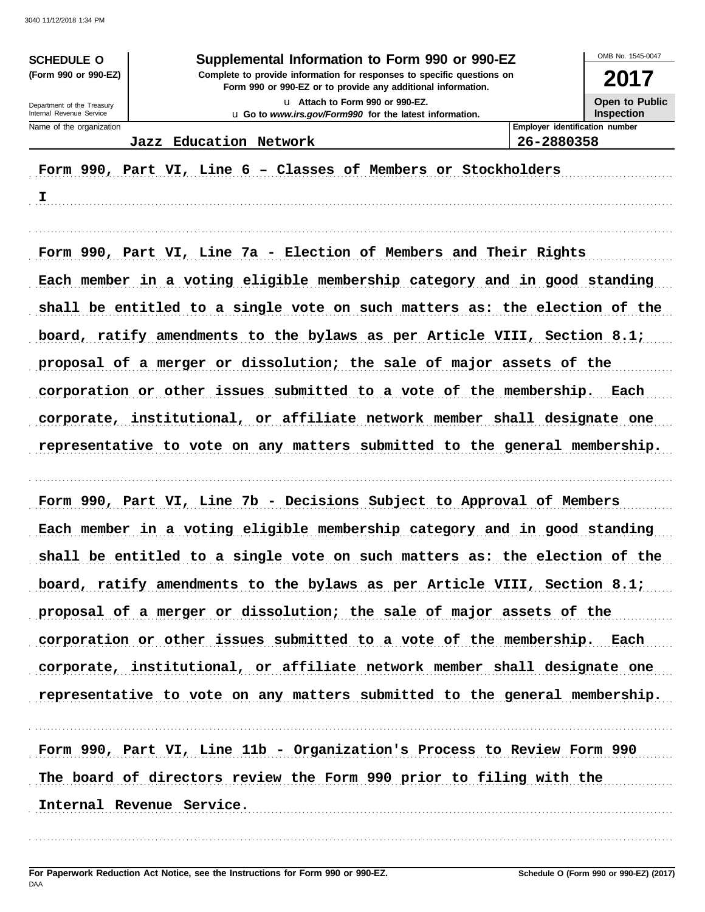**SCHEDULE O**
**(Form 990 or 990-EZ)**

Department of the Treasury
Internal Revenue Service

# Supplemental Information to Form 990 or 990-EZ

**Complete to provide information for responses to specific questions on Form 990 or 990-EZ or to provide any additional information.**

u Attach to Form 990 or 990-EZ.
u Go to *www.irs.gov/Form990* for the latest information.

OMB No. 1545-0047

**2017**

**Open to Public Inspection**

| Name of the organization | Employer identification number |
|---|---|
| Jazz Education Network | 26-2880358 |

Form 990, Part VI, Line 6 – Classes of Members or Stockholders

I

Form 990, Part VI, Line 7a - Election of Members and Their Rights

Each member in a voting eligible membership category and in good standing shall be entitled to a single vote on such matters as: the election of the board, ratify amendments to the bylaws as per Article VIII, Section 8.1; proposal of a merger or dissolution; the sale of major assets of the corporation or other issues submitted to a vote of the membership. Each corporate, institutional, or affiliate network member shall designate one representative to vote on any matters submitted to the general membership.

Form 990, Part VI, Line 7b - Decisions Subject to Approval of Members

Each member in a voting eligible membership category and in good standing shall be entitled to a single vote on such matters as: the election of the board, ratify amendments to the bylaws as per Article VIII, Section 8.1; proposal of a merger or dissolution; the sale of major assets of the corporation or other issues submitted to a vote of the membership. Each corporate, institutional, or affiliate network member shall designate one representative to vote on any matters submitted to the general membership.

Form 990, Part VI, Line 11b - Organization's Process to Review Form 990

The board of directors review the Form 990 prior to filing with the Internal Revenue Service.

**For Paperwork Reduction Act Notice, see the Instructions for Form 990 or 990-EZ.**
DAA
**Schedule O (Form 990 or 990-EZ) (2017)**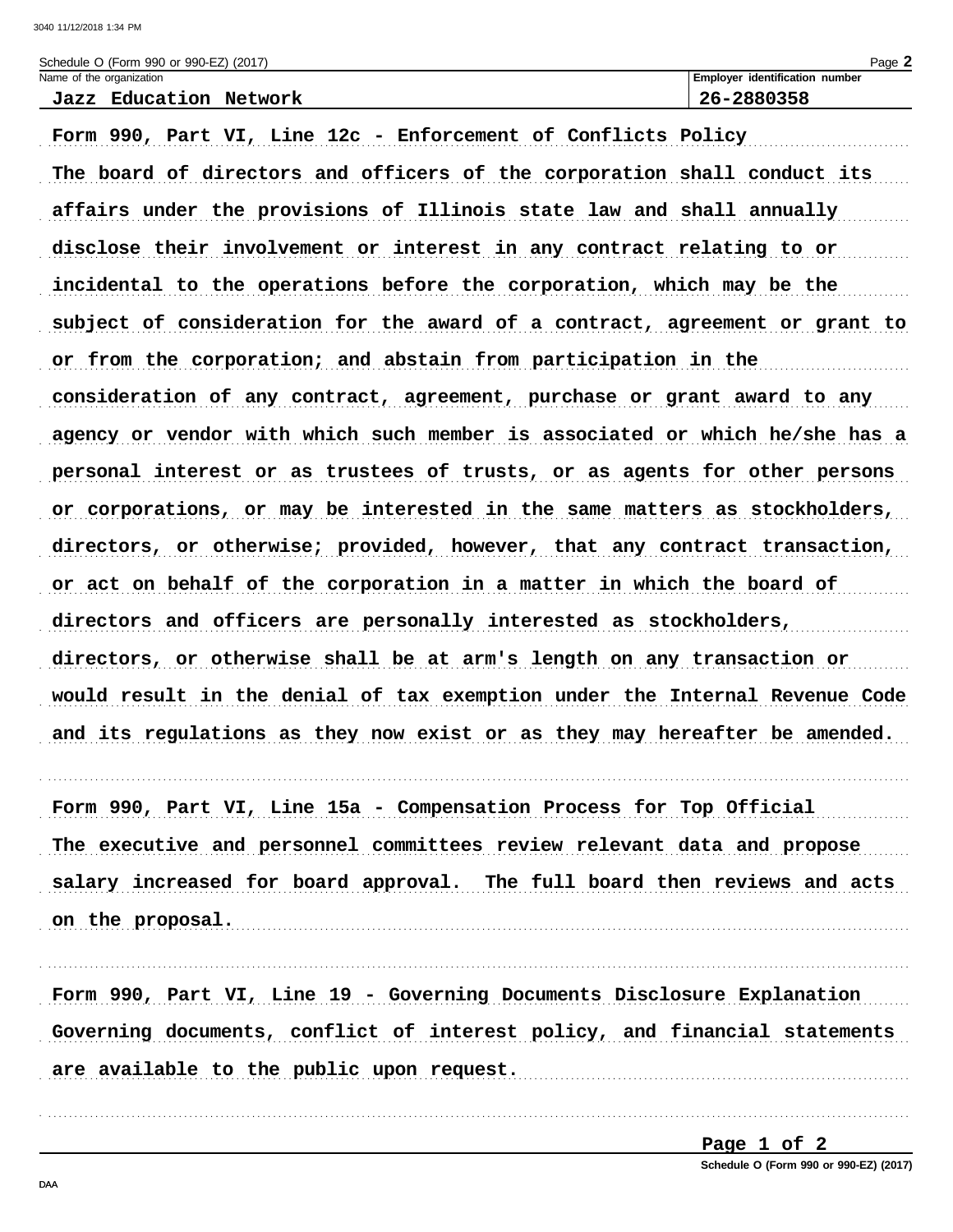Schedule O (Form 990 or 990-EZ) (2017)

| Name of the organization | Employer identification number |
| --- | --- |
| Jazz Education Network | 26-2880358 |

**Form 990, Part VI, Line 12c - Enforcement of Conflicts Policy**

The board of directors and officers of the corporation shall conduct its affairs under the provisions of Illinois state law and shall annually disclose their involvement or interest in any contract relating to or incidental to the operations before the corporation, which may be the subject of consideration for the award of a contract, agreement or grant to or from the corporation; and abstain from participation in the consideration of any contract, agreement, purchase or grant award to any agency or vendor with which such member is associated or which he/she has a personal interest or as trustees of trusts, or as agents for other persons or corporations, or may be interested in the same matters as stockholders, directors, or otherwise; provided, however, that any contract transaction, or act on behalf of the corporation in a matter in which the board of directors and officers are personally interested as stockholders, directors, or otherwise shall be at arm's length on any transaction or would result in the denial of tax exemption under the Internal Revenue Code and its regulations as they now exist or as they may hereafter be amended.

**Form 990, Part VI, Line 15a - Compensation Process for Top Official**

The executive and personnel committees review relevant data and propose salary increased for board approval.  The full board then reviews and acts on the proposal.

**Form 990, Part VI, Line 19 - Governing Documents Disclosure Explanation**

Governing documents, conflict of interest policy, and financial statements are available to the public upon request.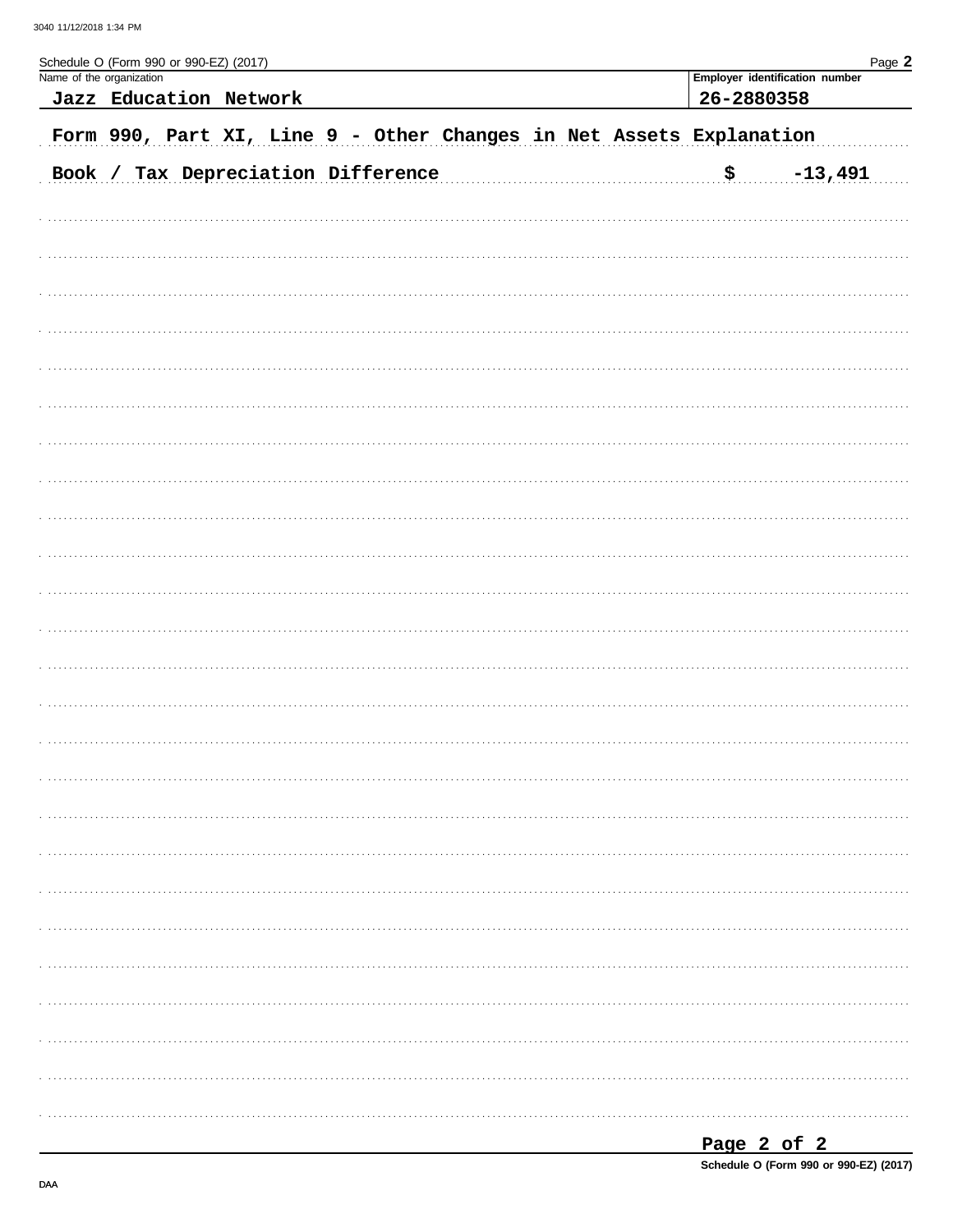Schedule O (Form 990 or 990-EZ) (2017)

| Name of the organization | Employer identification number |
|---|---|
| Jazz Education Network | 26-2880358 |

**Form 990, Part XI, Line 9 - Other Changes in Net Assets Explanation**

Book / Tax Depreciation Difference $ -13,491

Schedule O (Form 990 or 990-EZ) (2017)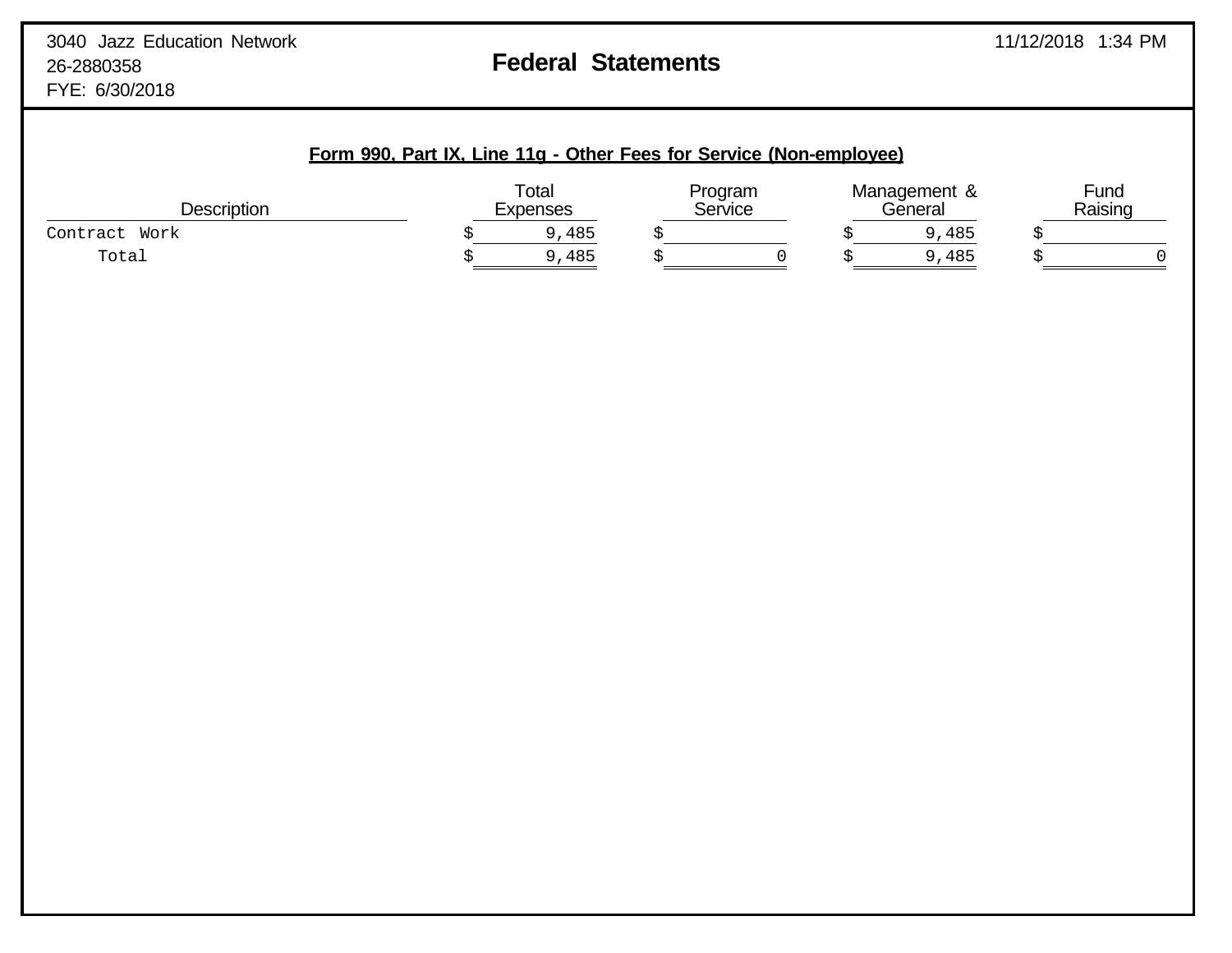3040 Jazz Education Network
26-2880358
FYE: 6/30/2018

# Federal Statements

11/12/2018 1:34 PM

## Form 990, Part IX, Line 11g - Other Fees for Service (Non-employee)

| Description | Total Expenses | Program Service | Management & General | Fund Raising |
|---|---|---|---|---|
| Contract Work | $ 9,485 | $ | $ 9,485 | $ |
| Total | $ 9,485 | $ 0 | $ 9,485 | $ 0 |